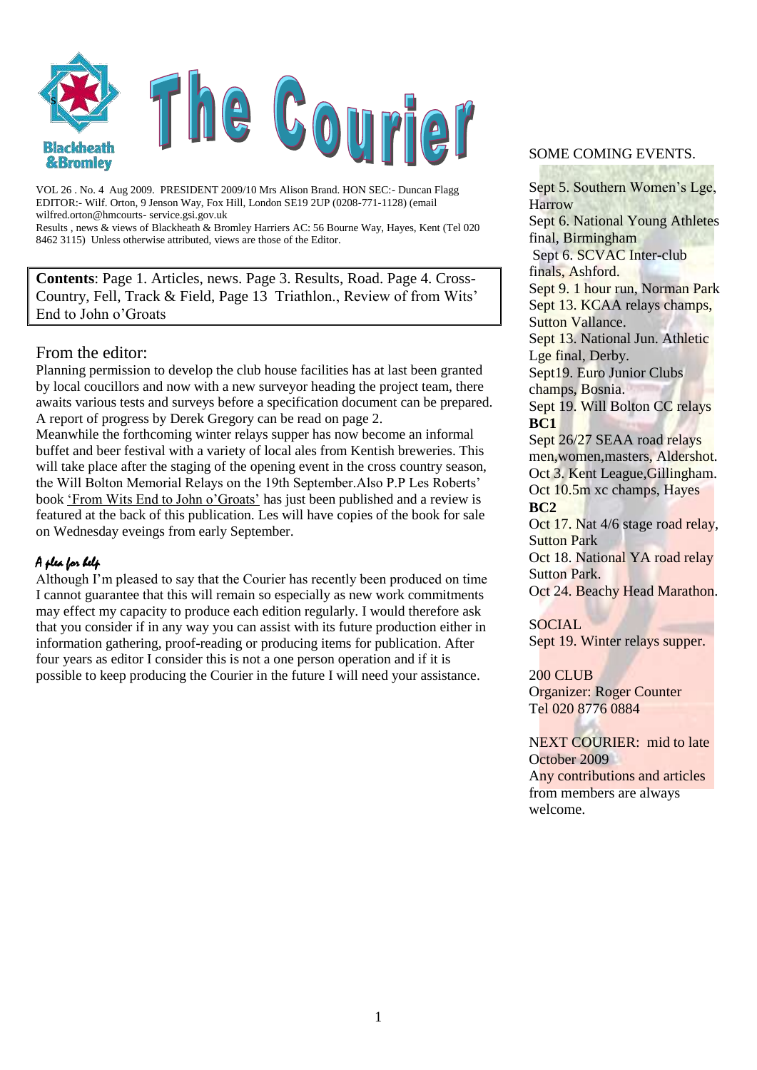# The Courier

VOL 26 . No. 4 Aug 2009. PRESIDENT 2009/10 Mrs Alison Brand. HON SEC:- Duncan Flagg EDITOR:- Wilf. Orton, 9 Jenson Way, Fox Hill, London SE19 2UP (0208-771-1128) (email wilfred.orton@hmcourts- service.gsi.gov.uk

Results , news & views of Blackheath & Bromley Harriers AC: 56 Bourne Way, Hayes, Kent (Tel 020 8462 3115) Unless otherwise attributed, views are those of the Editor.

**Contents**: Page 1. Articles, news. Page 3. Results, Road. Page 4. Cross-Country, Fell, Track & Field, Page 13 Triathlon., Review of from Wits' End to John o'Groats

## From the editor:

Planning permission to develop the club house facilities has at last been granted by local coucillors and now with a new surveyor heading the project team, there awaits various tests and surveys before a specification document can be prepared. A report of progress by Derek Gregory can be read on page 2.

Meanwhile the forthcoming winter relays supper has now become an informal buffet and beer festival with a variety of local ales from Kentish breweries. This will take place after the staging of the opening event in the cross country season, the Will Bolton Memorial Relays on the 19th September.Also P.P Les Roberts' book 'From Wits End to John o'Groats' has just been published and a review is featured at the back of this publication. Les will have copies of the book for sale on Wednesday eveings from early September.

### *A plea for help*

Although I'm pleased to say that the Courier has recently been produced on time I cannot guarantee that this will remain so especially as new work commitments may effect my capacity to produce each edition regularly. I would therefore ask that you consider if in any way you can assist with its future production either in information gathering, proof-reading or producing items for publication. After four years as editor I consider this is not a one person operation and if it is possible to keep producing the Courier in the future I will need your assistance.

## SOME COMING EVENTS.

Sept 5. Southern Women's Lge, Harrow

Sept 6. National Young Athletes final, Birmingham

Sept 6. SCVAC Inter-club finals, Ashford.

Sept 9. 1 hour run, Norman Park

Sept 13. KCAA relays champs, Sutton Vallance.

Sept 13. National Jun. Athletic Lge final, Derby.

Sept19. Euro Junior Clubs champs, Bosnia.

Sept 19. Will Bolton CC relays **BC1**

Sept 26/27 SEAA road relays men,women,masters, Aldershot.

Oct 3. Kent League,Gillingham.

Oct 10.5m xc champs, Hayes **BC2**

Oct 17. Nat 4/6 stage road relay, Sutton Park

Oct 18. National YA road relay Sutton Park.

Oct 24. Beachy Head Marathon.

SOCIAL

Sept 19. Winter relays supper.

200 CLUB

Organizer: Roger Counter

Tel 020 8776 0884

NEXT COURIER: mid to late October 2009

Any contributions and articles from members are always welcome.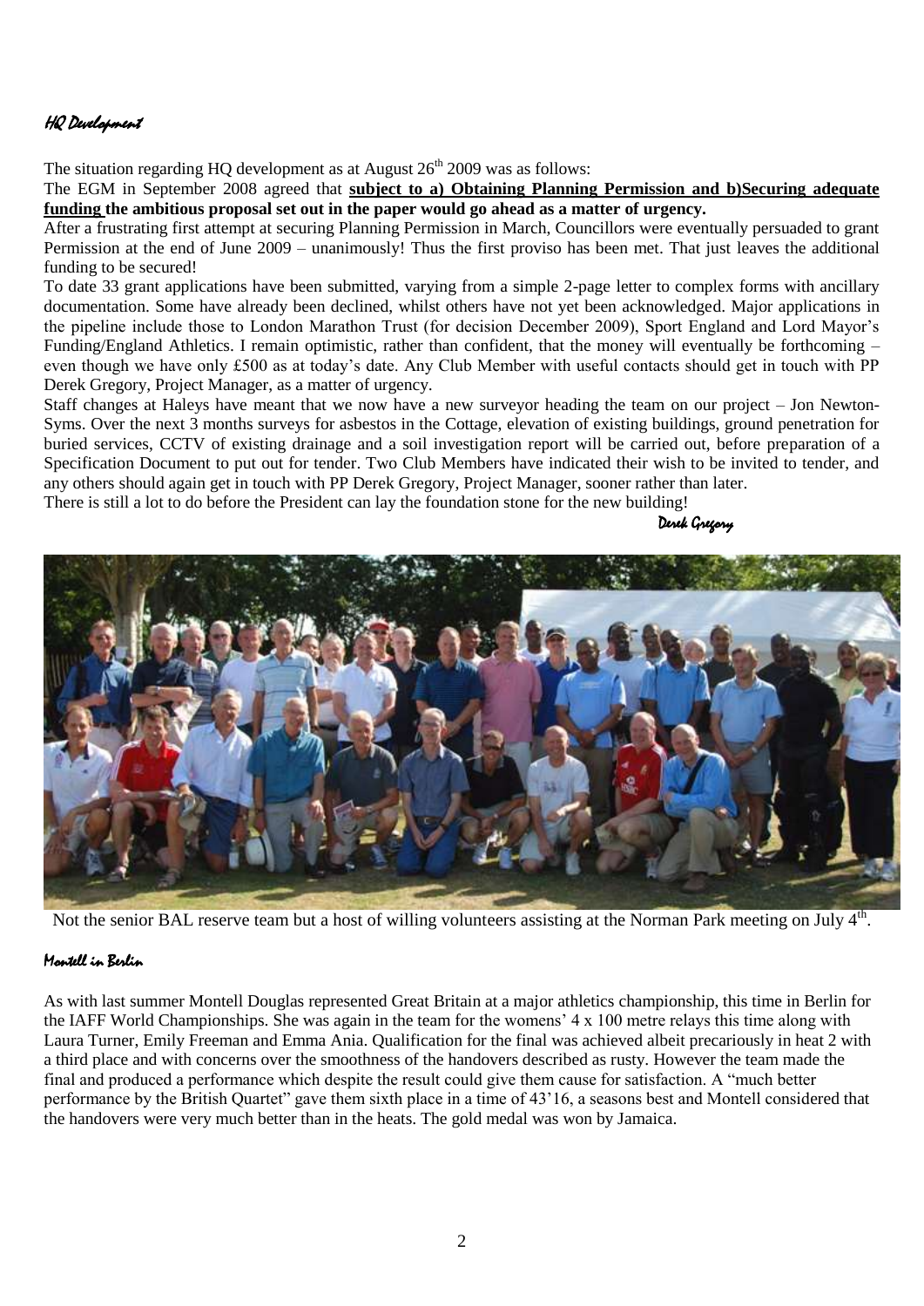## HQ Development

The situation regarding HQ development as at August 26th 2009 was as follows:

The EGM in September 2008 agreed that **subject to a) Obtaining Planning Permission and b)Securing adequate funding the ambitious proposal set out in the paper would go ahead as a matter of urgency.**

After a frustrating first attempt at securing Planning Permission in March, Councillors were eventually persuaded to grant Permission at the end of June 2009 – unanimously! Thus the first proviso has been met. That just leaves the additional funding to be secured!

To date 33 grant applications have been submitted, varying from a simple 2-page letter to complex forms with ancillary documentation. Some have already been declined, whilst others have not yet been acknowledged. Major applications in the pipeline include those to London Marathon Trust (for decision December 2009), Sport England and Lord Mayor's Funding/England Athletics. I remain optimistic, rather than confident, that the money will eventually be forthcoming – even though we have only £500 as at today's date. Any Club Member with useful contacts should get in touch with PP Derek Gregory, Project Manager, as a matter of urgency.

Staff changes at Haleys have meant that we now have a new surveyor heading the team on our project – Jon Newton-Syms. Over the next 3 months surveys for asbestos in the Cottage, elevation of existing buildings, ground penetration for buried services, CCTV of existing drainage and a soil investigation report will be carried out, before preparation of a Specification Document to put out for tender. Two Club Members have indicated their wish to be invited to tender, and any others should again get in touch with PP Derek Gregory, Project Manager, sooner rather than later.

There is still a lot to do before the President can lay the foundation stone for the new building!

*Derek Gregory*

Not the senior BAL reserve team but a host of willing volunteers assisting at the Norman Park meeting on July 4th.

## Montell in Berlin

As with last summer Montell Douglas represented Great Britain at a major athletics championship, this time in Berlin for the IAFF World Championships. She was again in the team for the womens' 4 x 100 metre relays this time along with Laura Turner, Emily Freeman and Emma Ania. Qualification for the final was achieved albeit precariously in heat 2 with a third place and with concerns over the smoothness of the handovers described as rusty. However the team made the final and produced a performance which despite the result could give them cause for satisfaction. A "much better performance by the British Quartet" gave them sixth place in a time of 43'16, a seasons best and Montell considered that the handovers were very much better than in the heats. The gold medal was won by Jamaica.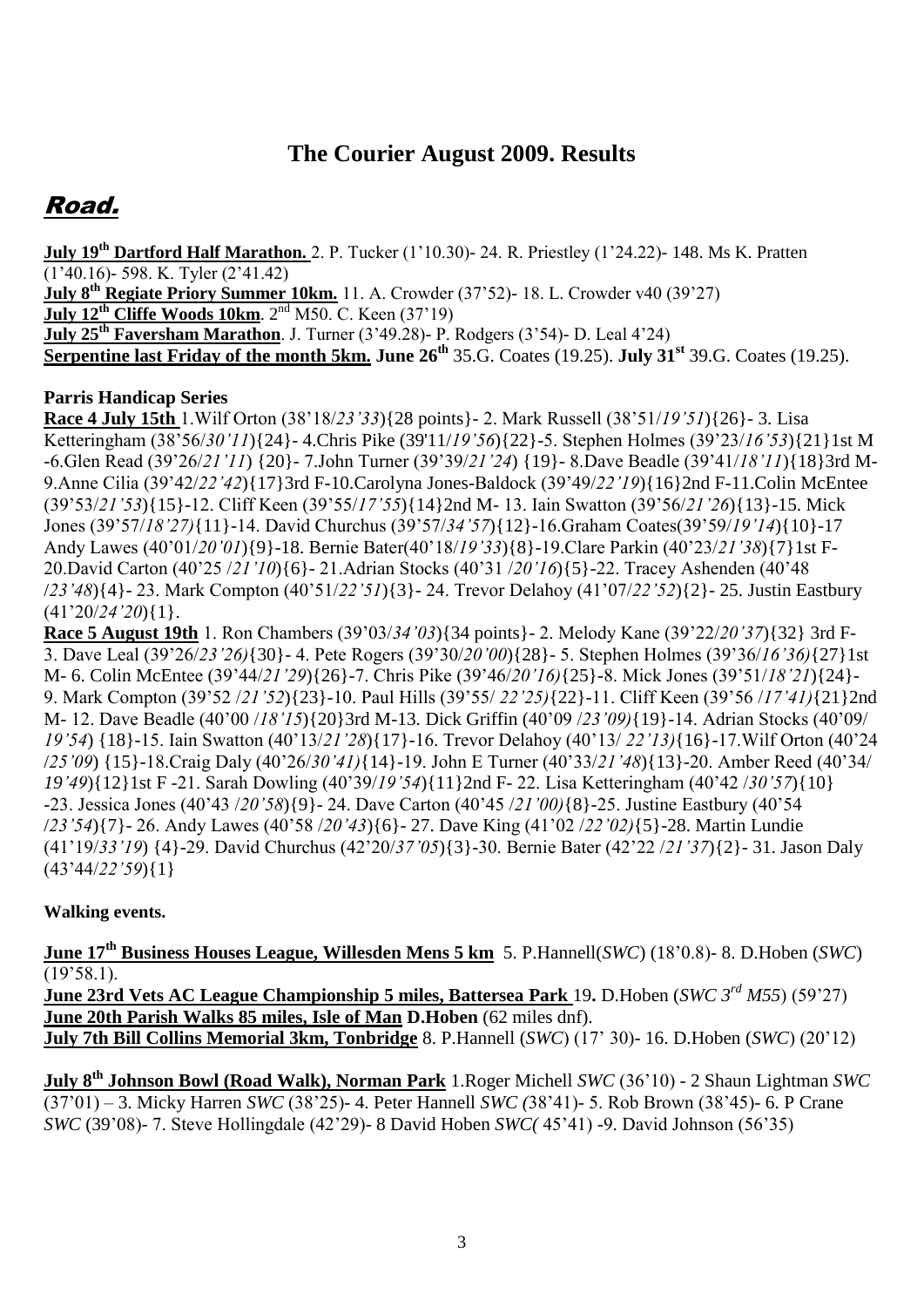# The Courier August 2009. Results

## Road.

**July 19th Dartford Half Marathon.** 2. P. Tucker (1'10.30)- 24. R. Priestley (1'24.22)- 148. Ms K. Pratten (1'40.16)- 598. K. Tyler (2'41.42)
**July 8th Regiate Priory Summer 10km.** 11. A. Crowder (37'52)- 18. L. Crowder v40 (39'27)
**July 12th Cliffe Woods 10km**. 2nd M50. C. Keen (37'19)
**July 25th Faversham Marathon**. J. Turner (3'49.28)- P. Rodgers (3'54)- D. Leal 4'24)
**Serpentine last Friday of the month 5km. June 26th** 35.G. Coates (19.25). **July 31st** 39.G. Coates (19.25).

### Parris Handicap Series

**Race 4 July 15th** 1.Wilf Orton (38'18/*23'33*){28 points}- 2. Mark Russell (38'51/*19'51*){26}- 3. Lisa Ketteringham (38'56/*30'11*){24}- 4.Chris Pike (39'11/*19'56*){22}-5. Stephen Holmes (39'23/*16'53*){21}1st M -6.Glen Read (39'26/*21'11*) {20}- 7.John Turner (39'39/*21'24*) {19}- 8.Dave Beadle (39'41/*18'11*){18}3rd M- 9.Anne Cilia (39'42/*22'42*){17}3rd F-10.Carolyna Jones-Baldock (39'49/*22'19*){16}2nd F-11.Colin McEntee (39'53/*21'53*){15}-12. Cliff Keen (39'55/*17'55*){14}2nd M- 13. Iain Swatton (39'56/*21'26*){13}-15. Mick Jones (39'57/*18'27)*{11}-14. David Churchus (39'57/*34'57*){12}-16.Graham Coates(39'59/*19'14*){10}-17 Andy Lawes (40'01/*20'01*){9}-18. Bernie Bater(40'18/*19'33*){8}-19.Clare Parkin (40'23/*21'38*){7}1st F- 20.David Carton (40'25 /*21'10*){6}- 21.Adrian Stocks (40'31 /*20'16*){5}-22. Tracey Ashenden (40'48 /*23'48*){4}- 23. Mark Compton (40'51/*22'51*){3}- 24. Trevor Delahoy (41'07/*22'52*){2}- 25. Justin Eastbury (41'20/*24'20*){1}.

**Race 5 August 19th** 1. Ron Chambers (39'03/*34'03*){34 points}- 2. Melody Kane (39'22/*20'37*){32} 3rd F- 3. Dave Leal (39'26/*23'26)*{30}- 4. Pete Rogers (39'30/*20'00*){28}- 5. Stephen Holmes (39'36/*16'36)*{27}1st M- 6. Colin McEntee (39'44/*21'29*){26}-7. Chris Pike (39'46/*20'16)*{25}-8. Mick Jones (39'51/*18'21*){24}- 9. Mark Compton (39'52 /*21'52*){23}-10. Paul Hills (39'55/ *22'25)*{22}-11. Cliff Keen (39'56 /*17'41)*{21}2nd M- 12. Dave Beadle (40'00 /*18'15*){20}3rd M-13. Dick Griffin (40'09 /*23'09)*{19}-14. Adrian Stocks (40'09/ *19'54*) {18}-15. Iain Swatton (40'13/*21'28*){17}-16. Trevor Delahoy (40'13/ *22'13)*{16}-17.Wilf Orton (40'24 /*25'09*) {15}-18.Craig Daly (40'26/*30'41)*{14}-19. John E Turner (40'33/*21'48*){13}-20. Amber Reed (40'34/ *19'49*){12}1st F -21. Sarah Dowling (40'39/*19'54*){11}2nd F- 22. Lisa Ketteringham (40'42 /*30'57*){10} -23. Jessica Jones (40'43 /*20'58*){9}- 24. Dave Carton (40'45 /*21'00)*{8}-25. Justine Eastbury (40'54 /*23'54*){7}- 26. Andy Lawes (40'58 /*20'43*){6}- 27. Dave King (41'02 /*22'02)*{5}-28. Martin Lundie (41'19/*33'19*) {4}-29. David Churchus (42'20/*37'05*){3}-30. Bernie Bater (42'22 /*21'37*){2}- 31. Jason Daly (43'44/*22'59*){1}

### Walking events.

**June 17th Business Houses League, Willesden Mens 5 km** 5. P.Hannell(*SWC*) (18'0.8)- 8. D.Hoben (*SWC*) (19'58.1).
**June 23rd Vets AC League Championship 5 miles, Battersea Park** 19**.** D.Hoben (*SWC 3rd M55*) (59'27)
**June 20th Parish Walks 85 miles, Isle of Man D.Hoben** (62 miles dnf).
**July 7th Bill Collins Memorial 3km, Tonbridge** 8. P.Hannell (*SWC*) (17' 30)- 16. D.Hoben (*SWC*) (20'12)

**July 8th Johnson Bowl (Road Walk), Norman Park** 1.Roger Michell *SWC* (36'10) - 2 Shaun Lightman *SWC* (37'01) – 3. Micky Harren *SWC* (38'25)- 4. Peter Hannell *SWC (*38'41)- 5. Rob Brown (38'45)- 6. P Crane *SWC* (39'08)- 7. Steve Hollingdale (42'29)- 8 David Hoben *SWC(* 45'41) -9. David Johnson (56'35)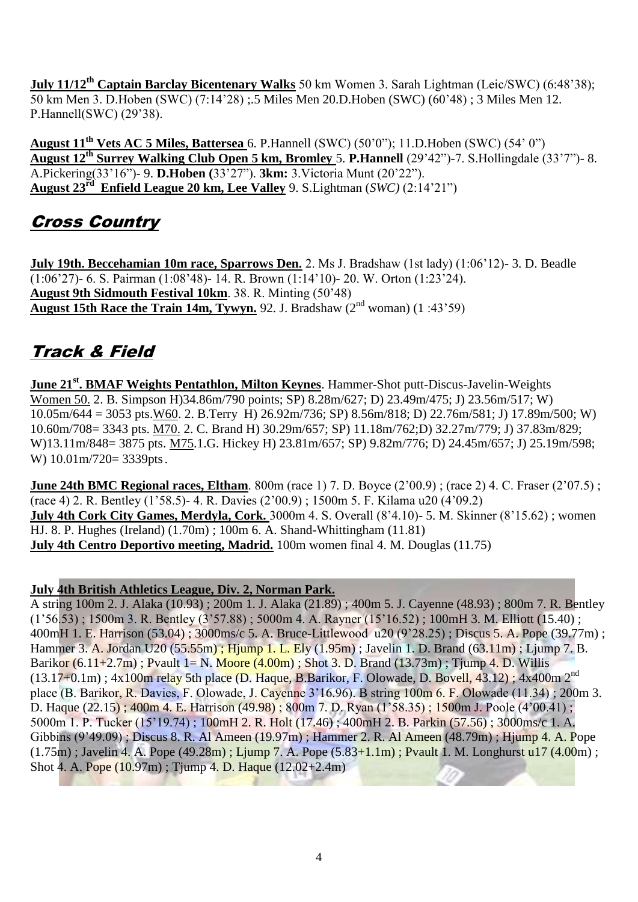**July 11/12th Captain Barclay Bicentenary Walks** 50 km Women 3. Sarah Lightman (Leic/SWC) (6:48'38); 50 km Men 3. D.Hoben (SWC) (7:14'28) ;.5 Miles Men 20.D.Hoben (SWC) (60'48) ; 3 Miles Men 12. P.Hannell(SWC) (29'38).

**August 11th Vets AC 5 Miles, Battersea** 6. P.Hannell (SWC) (50'0"); 11.D.Hoben (SWC) (54' 0")
**August 12th Surrey Walking Club Open 5 km, Bromley** 5. **P.Hannell** (29'42")-7. S.Hollingdale (33'7")- 8. A.Pickering(33'16")- 9. **D.Hoben (**33'27"). **3km:** 3.Victoria Munt (20'22").
**August 23rd Enfield League 20 km, Lee Valley** 9. S.Lightman (*SWC)* (2:14'21")

## Cross Country

**July 19th. Beccehamian 10m race, Sparrows Den.** 2. Ms J. Bradshaw (1st lady) (1:06'12)- 3. D. Beadle (1:06'27)- 6. S. Pairman (1:08'48)- 14. R. Brown (1:14'10)- 20. W. Orton (1:23'24).
**August 9th Sidmouth Festival 10km**. 38. R. Minting (50'48)
**August 15th Race the Train 14m, Tywyn.** 92. J. Bradshaw (2nd woman) (1 :43'59)

## Track & Field

**June 21st. BMAF Weights Pentathlon, Milton Keynes**. Hammer-Shot putt-Discus-Javelin-Weights
Women 50. 2. B. Simpson H)34.86m/790 points; SP) 8.28m/627; D) 23.49m/475; J) 23.56m/517; W) 10.05m/644 = 3053 pts.W60. 2. B.Terry H) 26.92m/736; SP) 8.56m/818; D) 22.76m/581; J) 17.89m/500; W) 10.60m/708= 3343 pts. M70. 2. C. Brand H) 30.29m/657; SP) 11.18m/762;D) 32.27m/779; J) 37.83m/829; W)13.11m/848= 3875 pts. M75.1.G. Hickey H) 23.81m/657; SP) 9.82m/776; D) 24.45m/657; J) 25.19m/598; W) 10.01m/720= 3339pts.

**June 24th BMC Regional races, Eltham**. 800m (race 1) 7. D. Boyce (2'00.9) ; (race 2) 4. C. Fraser (2'07.5) ; (race 4) 2. R. Bentley (1'58.5)- 4. R. Davies (2'00.9) ; 1500m 5. F. Kilama u20 (4'09.2)
**July 4th Cork City Games, Merdyla, Cork.** 3000m 4. S. Overall (8'4.10)- 5. M. Skinner (8'15.62) ; women HJ. 8. P. Hughes (Ireland) (1.70m) ; 100m 6. A. Shand-Whittingham (11.81)
**July 4th Centro Deportivo meeting, Madrid.** 100m women final 4. M. Douglas (11.75)

**July 4th British Athletics League, Div. 2, Norman Park.**
A string 100m 2. J. Alaka (10.93) ; 200m 1. J. Alaka (21.89) ; 400m 5. J. Cayenne (48.93) ; 800m 7. R. Bentley (1'56.53) ; 1500m 3. R. Bentley (3'57.88) ; 5000m 4. A. Rayner (15'16.52) ; 100mH 3. M. Elliott (15.40) ; 400mH 1. E. Harrison (53.04) ; 3000ms/c 5. A. Bruce-Littlewood u20 (9'28.25) ; Discus 5. A. Pope (39.77m) ; Hammer 3. A. Jordan U20 (55.55m) ; Hjump 1. L. Ely (1.95m) ; Javelin 1. D. Brand (63.11m) ; Ljump 7. B. Barikor (6.11+2.7m) ; Pvault 1= N. Moore (4.00m) ; Shot 3. D. Brand (13.73m) ; Tjump 4. D. Willis (13.17+0.1m) ; 4x100m relay 5th place (D. Haque, B.Barikor, F. Olowade, D. Bovell, 43.12) ; 4x400m 2nd place (B. Barikor, R. Davies, F. Olowade, J. Cayenne 3'16.96). B string 100m 6. F. Olowade (11.34) ; 200m 3. D. Haque (22.15) ; 400m 4. E. Harrison (49.98) ; 800m 7. D. Ryan (1'58.35) ; 1500m J. Poole (4'00.41) ; 5000m 1. P. Tucker (15'19.74) ; 100mH 2. R. Holt (17.46) ; 400mH 2. B. Parkin (57.56) ; 3000ms/c 1. A. Gibbins (9'49.09) ; Discus 8. R. Al Ameen (19.97m) ; Hammer 2. R. Al Ameen (48.79m) ; Hjump 4. A. Pope (1.75m) ; Javelin 4. A. Pope (49.28m) ; Ljump 7. A. Pope (5.83+1.1m) ; Pvault 1. M. Longhurst u17 (4.00m) ; Shot 4. A. Pope (10.97m) ; Tjump 4. D. Haque (12.02+2.4m)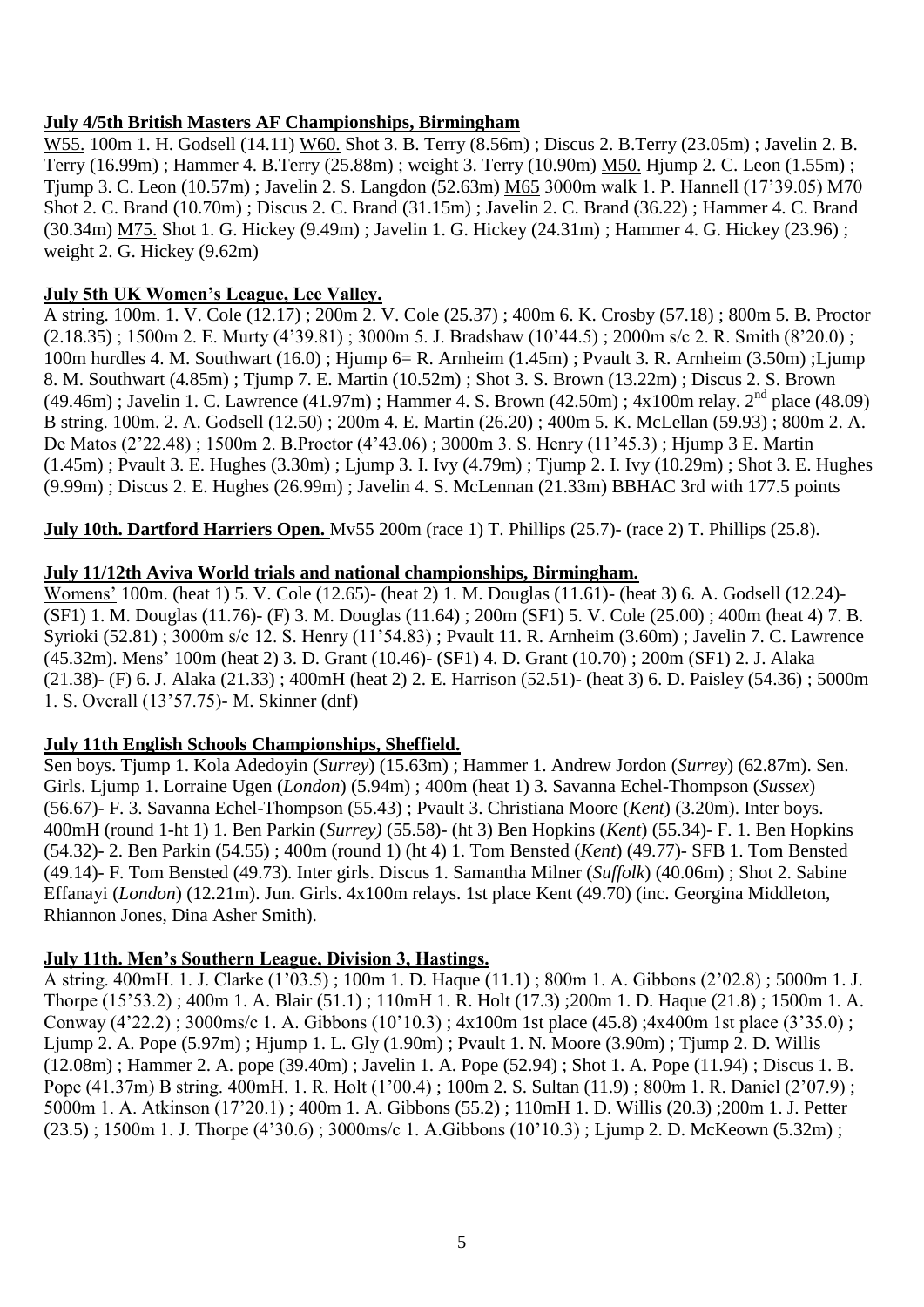**July 4/5th British Masters AF Championships, Birmingham**

W55. 100m 1. H. Godsell (14.11) W60. Shot 3. B. Terry (8.56m) ; Discus 2. B.Terry (23.05m) ; Javelin 2. B. Terry (16.99m) ; Hammer 4. B.Terry (25.88m) ; weight 3. Terry (10.90m) M50. Hjump 2. C. Leon (1.55m) ; Tjump 3. C. Leon (10.57m) ; Javelin 2. S. Langdon (52.63m) M65 3000m walk 1. P. Hannell (17'39.05) M70 Shot 2. C. Brand (10.70m) ; Discus 2. C. Brand (31.15m) ; Javelin 2. C. Brand (36.22) ; Hammer 4. C. Brand (30.34m) M75. Shot 1. G. Hickey (9.49m) ; Javelin 1. G. Hickey (24.31m) ; Hammer 4. G. Hickey (23.96) ; weight 2. G. Hickey (9.62m)

**July 5th UK Women's League, Lee Valley.**

A string. 100m. 1. V. Cole (12.17) ; 200m 2. V. Cole (25.37) ; 400m 6. K. Crosby (57.18) ; 800m 5. B. Proctor (2.18.35) ; 1500m 2. E. Murty (4'39.81) ; 3000m 5. J. Bradshaw (10'44.5) ; 2000m s/c 2. R. Smith (8'20.0) ; 100m hurdles 4. M. Southwart (16.0) ; Hjump 6= R. Arnheim (1.45m) ; Pvault 3. R. Arnheim (3.50m) ;Ljump 8. M. Southwart (4.85m) ; Tjump 7. E. Martin (10.52m) ; Shot 3. S. Brown (13.22m) ; Discus 2. S. Brown (49.46m) ; Javelin 1. C. Lawrence (41.97m) ; Hammer 4. S. Brown (42.50m) ; 4x100m relay. 2nd place (48.09) B string. 100m. 2. A. Godsell (12.50) ; 200m 4. E. Martin (26.20) ; 400m 5. K. McLellan (59.93) ; 800m 2. A. De Matos (2'22.48) ; 1500m 2. B.Proctor (4'43.06) ; 3000m 3. S. Henry (11'45.3) ; Hjump 3 E. Martin (1.45m) ; Pvault 3. E. Hughes (3.30m) ; Ljump 3. I. Ivy (4.79m) ; Tjump 2. I. Ivy (10.29m) ; Shot 3. E. Hughes (9.99m) ; Discus 2. E. Hughes (26.99m) ; Javelin 4. S. McLennan (21.33m) BBHAC 3rd with 177.5 points

**July 10th. Dartford Harriers Open.** Mv55 200m (race 1) T. Phillips (25.7)- (race 2) T. Phillips (25.8).

**July 11/12th Aviva World trials and national championships, Birmingham.**

Womens' 100m. (heat 1) 5. V. Cole (12.65)- (heat 2) 1. M. Douglas (11.61)- (heat 3) 6. A. Godsell (12.24)- (SF1) 1. M. Douglas (11.76)- (F) 3. M. Douglas (11.64) ; 200m (SF1) 5. V. Cole (25.00) ; 400m (heat 4) 7. B. Syrioki (52.81) ; 3000m s/c 12. S. Henry (11'54.83) ; Pvault 11. R. Arnheim (3.60m) ; Javelin 7. C. Lawrence (45.32m). Mens' 100m (heat 2) 3. D. Grant (10.46)- (SF1) 4. D. Grant (10.70) ; 200m (SF1) 2. J. Alaka (21.38)- (F) 6. J. Alaka (21.33) ; 400mH (heat 2) 2. E. Harrison (52.51)- (heat 3) 6. D. Paisley (54.36) ; 5000m 1. S. Overall (13'57.75)- M. Skinner (dnf)

**July 11th English Schools Championships, Sheffield.**

Sen boys. Tjump 1. Kola Adedoyin (*Surrey*) (15.63m) ; Hammer 1. Andrew Jordon (*Surrey*) (62.87m). Sen. Girls. Ljump 1. Lorraine Ugen (*London*) (5.94m) ; 400m (heat 1) 3. Savanna Echel-Thompson (*Sussex*) (56.67)- F. 3. Savanna Echel-Thompson (55.43) ; Pvault 3. Christiana Moore (*Kent*) (3.20m). Inter boys. 400mH (round 1-ht 1) 1. Ben Parkin (*Surrey)* (55.58)- (ht 3) Ben Hopkins (*Kent*) (55.34)- F. 1. Ben Hopkins (54.32)- 2. Ben Parkin (54.55) ; 400m (round 1) (ht 4) 1. Tom Bensted (*Kent*) (49.77)- SFB 1. Tom Bensted (49.14)- F. Tom Bensted (49.73). Inter girls. Discus 1. Samantha Milner (*Suffolk*) (40.06m) ; Shot 2. Sabine Effanayi (*London*) (12.21m). Jun. Girls. 4x100m relays. 1st place Kent (49.70) (inc. Georgina Middleton, Rhiannon Jones, Dina Asher Smith).

**July 11th. Men's Southern League, Division 3, Hastings.**

A string. 400mH. 1. J. Clarke (1'03.5) ; 100m 1. D. Haque (11.1) ; 800m 1. A. Gibbons (2'02.8) ; 5000m 1. J. Thorpe (15'53.2) ; 400m 1. A. Blair (51.1) ; 110mH 1. R. Holt (17.3) ;200m 1. D. Haque (21.8) ; 1500m 1. A. Conway (4'22.2) ; 3000ms/c 1. A. Gibbons (10'10.3) ; 4x100m 1st place (45.8) ;4x400m 1st place (3'35.0) ; Ljump 2. A. Pope (5.97m) ; Hjump 1. L. Gly (1.90m) ; Pvault 1. N. Moore (3.90m) ; Tjump 2. D. Willis (12.08m) ; Hammer 2. A. pope (39.40m) ; Javelin 1. A. Pope (52.94) ; Shot 1. A. Pope (11.94) ; Discus 1. B. Pope (41.37m) B string. 400mH. 1. R. Holt (1'00.4) ; 100m 2. S. Sultan (11.9) ; 800m 1. R. Daniel (2'07.9) ; 5000m 1. A. Atkinson (17'20.1) ; 400m 1. A. Gibbons (55.2) ; 110mH 1. D. Willis (20.3) ;200m 1. J. Petter (23.5) ; 1500m 1. J. Thorpe (4'30.6) ; 3000ms/c 1. A.Gibbons (10'10.3) ; Ljump 2. D. McKeown (5.32m) ;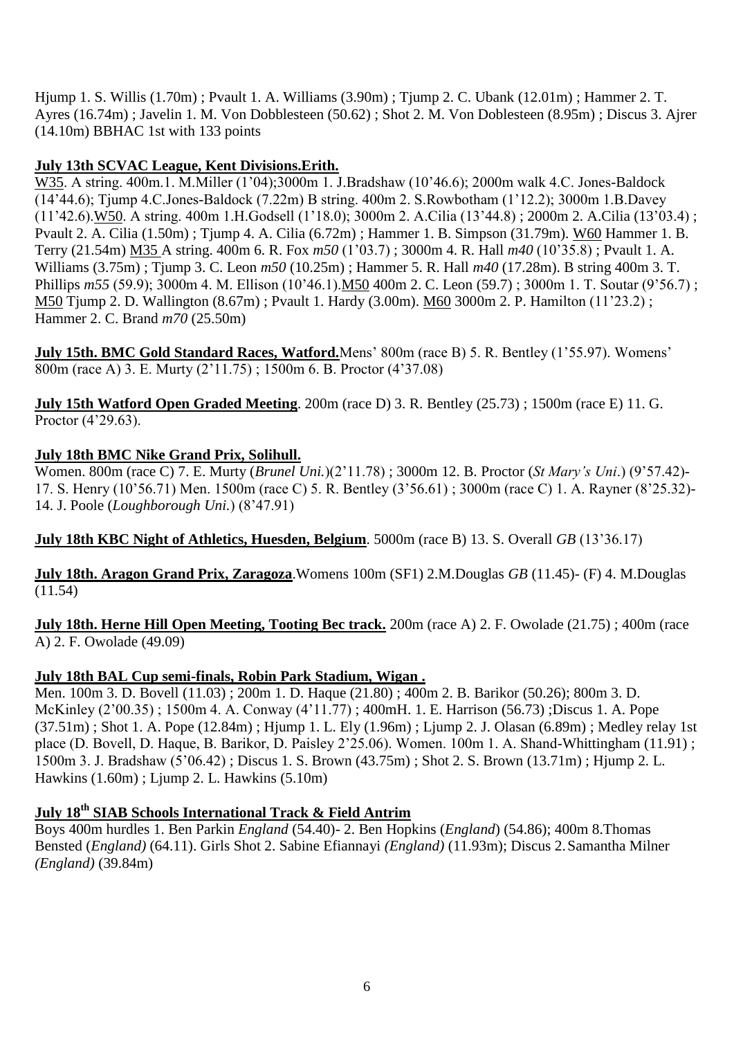Hjump 1. S. Willis (1.70m) ; Pvault 1. A. Williams (3.90m) ; Tjump 2. C. Ubank (12.01m) ; Hammer 2. T. Ayres (16.74m) ; Javelin 1. M. Von Dobblesteen (50.62) ; Shot 2. M. Von Doblesteen (8.95m) ; Discus 3. Ajrer (14.10m) BBHAC 1st with 133 points

**July 13th SCVAC League, Kent Divisions.Erith.**

W35. A string. 400m.1. M.Miller (1'04);3000m 1. J.Bradshaw (10'46.6); 2000m walk 4.C. Jones-Baldock (14'44.6); Tjump 4.C.Jones-Baldock (7.22m) B string. 400m 2. S.Rowbotham (1'12.2); 3000m 1.B.Davey (11'42.6).W50. A string. 400m 1.H.Godsell (1'18.0); 3000m 2. A.Cilia (13'44.8) ; 2000m 2. A.Cilia (13'03.4) ; Pvault 2. A. Cilia (1.50m) ; Tjump 4. A. Cilia (6.72m) ; Hammer 1. B. Simpson (31.79m). W60 Hammer 1. B. Terry (21.54m) M35 A string. 400m 6. R. Fox *m50* (1'03.7) ; 3000m 4. R. Hall *m40* (10'35.8) ; Pvault 1. A. Williams (3.75m) ; Tjump 3. C. Leon *m50* (10.25m) ; Hammer 5. R. Hall *m40* (17.28m). B string 400m 3. T. Phillips *m55* (59.9); 3000m 4. M. Ellison (10'46.1).M50 400m 2. C. Leon (59.7) ; 3000m 1. T. Soutar (9'56.7) ; M50 Tjump 2. D. Wallington (8.67m) ; Pvault 1. Hardy (3.00m). M60 3000m 2. P. Hamilton (11'23.2) ; Hammer 2. C. Brand *m70* (25.50m)

**July 15th. BMC Gold Standard Races, Watford.**Mens' 800m (race B) 5. R. Bentley (1'55.97). Womens' 800m (race A) 3. E. Murty (2'11.75) ; 1500m 6. B. Proctor (4'37.08)

**July 15th Watford Open Graded Meeting**. 200m (race D) 3. R. Bentley (25.73) ; 1500m (race E) 11. G. Proctor (4'29.63).

**July 18th BMC Nike Grand Prix, Solihull.**

Women. 800m (race C) 7. E. Murty (*Brunel Uni.*)(2'11.78) ; 3000m 12. B. Proctor (*St Mary's Uni*.) (9'57.42)- 17. S. Henry (10'56.71) Men. 1500m (race C) 5. R. Bentley (3'56.61) ; 3000m (race C) 1. A. Rayner (8'25.32)- 14. J. Poole (*Loughborough Uni.*) (8'47.91)

**July 18th KBC Night of Athletics, Huesden, Belgium**. 5000m (race B) 13. S. Overall *GB* (13'36.17)

**July 18th. Aragon Grand Prix, Zaragoza**.Womens 100m (SF1) 2.M.Douglas *GB* (11.45)- (F) 4. M.Douglas (11.54)

**July 18th. Herne Hill Open Meeting, Tooting Bec track.** 200m (race A) 2. F. Owolade (21.75) ; 400m (race A) 2. F. Owolade (49.09)

**July 18th BAL Cup semi-finals, Robin Park Stadium, Wigan .**

Men. 100m 3. D. Bovell (11.03) ; 200m 1. D. Haque (21.80) ; 400m 2. B. Barikor (50.26); 800m 3. D. McKinley (2'00.35) ; 1500m 4. A. Conway (4'11.77) ; 400mH. 1. E. Harrison (56.73) ;Discus 1. A. Pope (37.51m) ; Shot 1. A. Pope (12.84m) ; Hjump 1. L. Ely (1.96m) ; Ljump 2. J. Olasan (6.89m) ; Medley relay 1st place (D. Bovell, D. Haque, B. Barikor, D. Paisley 2'25.06). Women. 100m 1. A. Shand-Whittingham (11.91) ; 1500m 3. J. Bradshaw (5'06.42) ; Discus 1. S. Brown (43.75m) ; Shot 2. S. Brown (13.71m) ; Hjump 2. L. Hawkins (1.60m) ; Ljump 2. L. Hawkins (5.10m)

**July 18th SIAB Schools International Track & Field Antrim**

Boys 400m hurdles 1. Ben Parkin *England* (54.40)- 2. Ben Hopkins (*England*) (54.86); 400m 8.Thomas Bensted (*England)* (64.11). Girls Shot 2. Sabine Efiannayi *(England)* (11.93m); Discus 2. Samantha Milner *(England)* (39.84m)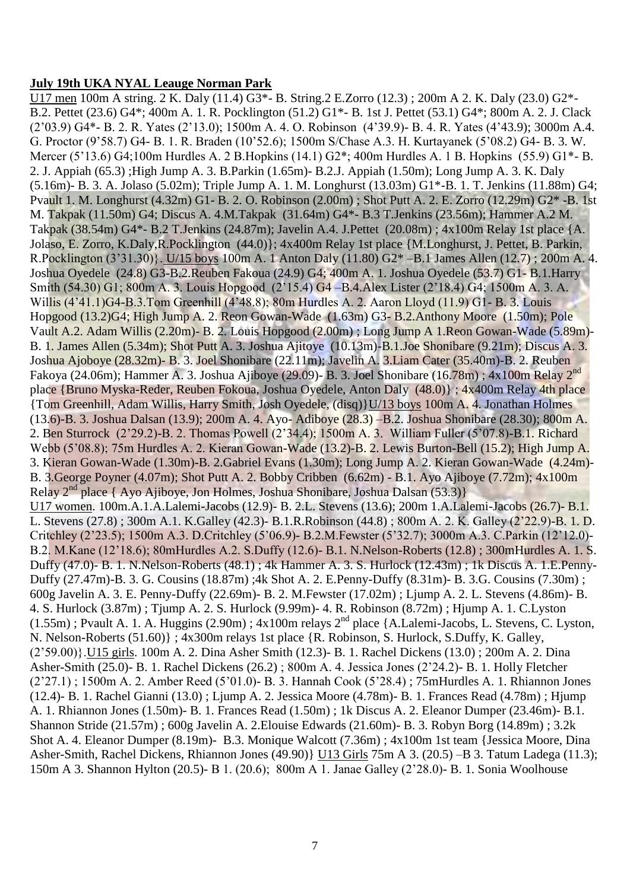**July 19th UKA NYAL Leauge Norman Park**

U17 men 100m A string. 2 K. Daly (11.4) G3*- B. String.2 E.Zorro (12.3) ; 200m A 2. K. Daly (23.0) G2*- B.2. Pettet (23.6) G4*; 400m A. 1. R. Pocklington (51.2) G1*- B. 1st J. Pettet (53.1) G4*; 800m A. 2. J. Clack (2'03.9) G4*- B. 2. R. Yates (2'13.0); 1500m A. 4. O. Robinson (4'39.9)- B. 4. R. Yates (4'43.9); 3000m A.4. G. Proctor (9'58.7) G4- B. 1. R. Braden (10'52.6); 1500m S/Chase A.3. H. Kurtayanek (5'08.2) G4- B. 3. W. Mercer (5'13.6) G4;100m Hurdles A. 2 B.Hopkins (14.1) G2*; 400m Hurdles A. 1 B. Hopkins (55.9) G1*- B. 2. J. Appiah (65.3) ;High Jump A. 3. B.Parkin (1.65m)- B.2.J. Appiah (1.50m); Long Jump A. 3. K. Daly (5.16m)- B. 3. A. Jolaso (5.02m); Triple Jump A. 1. M. Longhurst (13.03m) G1*-B. 1. T. Jenkins (11.88m) G4; Pvault 1. M. Longhurst (4.32m) G1- B. 2. O. Robinson (2.00m) ; Shot Putt A. 2. E. Zorro (12.29m) G2* -B. 1st M. Takpak (11.50m) G4; Discus A. 4.M.Takpak (31.64m) G4*- B.3 T.Jenkins (23.56m); Hammer A.2 M. Takpak (38.54m) G4*- B.2 T.Jenkins (24.87m); Javelin A.4. J.Pettet (20.08m) ; 4x100m Relay 1st place {A. Jolaso, E. Zorro, K.Daly,R.Pocklington (44.0)}; 4x400m Relay 1st place {M.Longhurst, J. Pettet, B. Parkin, R.Pocklington (3'31.30)}. U/15 boys 100m A. 1 Anton Daly (11.80) G2* –B.1 James Allen (12.7) ; 200m A. 4. Joshua Oyedele (24.8) G3-B.2.Reuben Fakoua (24.9) G4; 400m A. 1. Joshua Oyedele (53.7) G1- B.1.Harry Smith (54.30) G1; 800m A. 3. Louis Hopgood (2'15.4) G4 –B.4.Alex Lister (2'18.4) G4; 1500m A. 3. A. Willis (4'41.1)G4-B.3.Tom Greenhill (4'48.8); 80m Hurdles A. 2. Aaron Lloyd (11.9) G1- B. 3. Louis Hopgood (13.2)G4; High Jump A. 2. Reon Gowan-Wade (1.63m) G3- B.2.Anthony Moore (1.50m); Pole Vault A.2. Adam Willis (2.20m)- B. 2. Louis Hopgood (2.00m) ; Long Jump A 1.Reon Gowan-Wade (5.89m)- B. 1. James Allen (5.34m); Shot Putt A. 3. Joshua Ajitoye (10.13m)-B.1.Joe Shonibare (9.21m); Discus A. 3. Joshua Ajoboye (28.32m)- B. 3. Joel Shonibare (22.11m); Javelin A. 3.Liam Cater (35.40m)-B. 2. Reuben Fakoya (24.06m); Hammer A. 3. Joshua Ajiboye (29.09)- B. 3. Joel Shonibare (16.78m) ; 4x100m Relay 2nd place {Bruno Myska-Reder, Reuben Fokoua, Joshua Oyedele, Anton Daly (48.0)} ; 4x400m Relay 4th place {Tom Greenhill, Adam Willis, Harry Smith, Josh Oyedele, (disq)}U/13 boys 100m A. 4. Jonathan Holmes (13.6)-B. 3. Joshua Dalsan (13.9); 200m A. 4. Ayo- Adiboye (28.3) –B.2. Joshua Shonibare (28.30); 800m A. 2. Ben Sturrock (2'29.2)-B. 2. Thomas Powell (2'34.4); 1500m A. 3. William Fuller (5'07.8)-B.1. Richard Webb (5'08.8); 75m Hurdles A. 2. Kieran Gowan-Wade (13.2)-B. 2. Lewis Burton-Bell (15.2); High Jump A. 3. Kieran Gowan-Wade (1.30m)-B. 2.Gabriel Evans (1.30m); Long Jump A. 2. Kieran Gowan-Wade (4.24m)- B. 3.George Poyner (4.07m); Shot Putt A. 2. Bobby Cribben (6.62m) - B.1. Ayo Ajiboye (7.72m); 4x100m Relay 2nd place { Ayo Ajiboye, Jon Holmes, Joshua Shonibare, Joshua Dalsan (53.3)}

U17 women. 100m.A.1.A.Lalemi-Jacobs (12.9)- B. 2.L. Stevens (13.6); 200m 1.A.Lalemi-Jacobs (26.7)- B.1. L. Stevens (27.8) ; 300m A.1. K.Galley (42.3)- B.1.R.Robinson (44.8) ; 800m A. 2. K. Galley (2'22.9)-B. 1. D. Critchley (2'23.5); 1500m A.3. D.Critchley (5'06.9)- B.2.M.Fewster (5'32.7); 3000m A.3. C.Parkin (12'12.0)- B.2. M.Kane (12'18.6); 80mHurdles A.2. S.Duffy (12.6)- B.1. N.Nelson-Roberts (12.8) ; 300mHurdles A. 1. S. Duffy (47.0)- B. 1. N.Nelson-Roberts (48.1) ; 4k Hammer A. 3. S. Hurlock (12.43m) ; 1k Discus A. 1.E.Penny-Duffy (27.47m)-B. 3. G. Cousins (18.87m) ;4k Shot A. 2. E.Penny-Duffy (8.31m)- B. 3.G. Cousins (7.30m) ; 600g Javelin A. 3. E. Penny-Duffy (22.69m)- B. 2. M.Fewster (17.02m) ; Ljump A. 2. L. Stevens (4.86m)- B. 4. S. Hurlock (3.87m) ; Tjump A. 2. S. Hurlock (9.99m)- 4. R. Robinson (8.72m) ; Hjump A. 1. C.Lyston (1.55m) ; Pvault A. 1. A. Huggins (2.90m) ; 4x100m relays 2nd place {A.Lalemi-Jacobs, L. Stevens, C. Lyston, N. Nelson-Roberts (51.60)} ; 4x300m relays 1st place {R. Robinson, S. Hurlock, S.Duffy, K. Galley, (2'59.00)}.U15 girls. 100m A. 2. Dina Asher Smith (12.3)- B. 1. Rachel Dickens (13.0) ; 200m A. 2. Dina Asher-Smith (25.0)- B. 1. Rachel Dickens (26.2) ; 800m A. 4. Jessica Jones (2'24.2)- B. 1. Holly Fletcher (2'27.1) ; 1500m A. 2. Amber Reed (5'01.0)- B. 3. Hannah Cook (5'28.4) ; 75mHurdles A. 1. Rhiannon Jones (12.4)- B. 1. Rachel Gianni (13.0) ; Ljump A. 2. Jessica Moore (4.78m)- B. 1. Frances Read (4.78m) ; Hjump A. 1. Rhiannon Jones (1.50m)- B. 1. Frances Read (1.50m) ; 1k Discus A. 2. Eleanor Dumper (23.46m)- B.1. Shannon Stride (21.57m) ; 600g Javelin A. 2.Elouise Edwards (21.60m)- B. 3. Robyn Borg (14.89m) ; 3.2k Shot A. 4. Eleanor Dumper (8.19m)- B.3. Monique Walcott (7.36m) ; 4x100m 1st team {Jessica Moore, Dina Asher-Smith, Rachel Dickens, Rhiannon Jones (49.90)} U13 Girls 75m A 3. (20.5) –B 3. Tatum Ladega (11.3); 150m A 3. Shannon Hylton (20.5)- B 1. (20.6); 800m A 1. Janae Galley (2'28.0)- B. 1. Sonia Woolhouse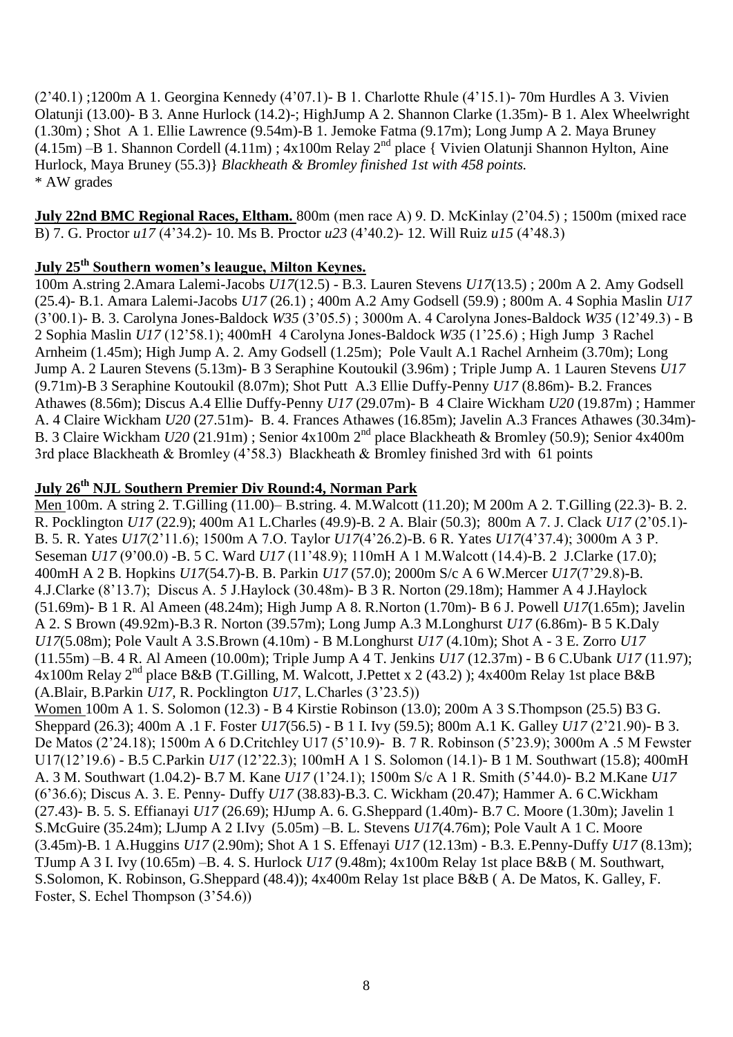(2'40.1) ;1200m A 1. Georgina Kennedy (4'07.1)- B 1. Charlotte Rhule (4'15.1)- 70m Hurdles A 3. Vivien Olatunji (13.00)- B 3. Anne Hurlock (14.2)-; HighJump A 2. Shannon Clarke (1.35m)- B 1. Alex Wheelwright (1.30m) ; Shot A 1. Ellie Lawrence (9.54m)-B 1. Jemoke Fatma (9.17m); Long Jump A 2. Maya Bruney (4.15m) –B 1. Shannon Cordell (4.11m) ; 4x100m Relay 2nd place { Vivien Olatunji Shannon Hylton, Aine Hurlock, Maya Bruney (55.3)} *Blackheath & Bromley finished 1st with 458 points.*
\* AW grades

**July 22nd BMC Regional Races, Eltham.** 800m (men race A) 9. D. McKinlay (2'04.5) ; 1500m (mixed race B) 7. G. Proctor *u17* (4'34.2)- 10. Ms B. Proctor *u23* (4'40.2)- 12. Will Ruiz *u15* (4'48.3)

**July 25th Southern women's leaugue, Milton Keynes.**

100m A.string 2.Amara Lalemi-Jacobs *U17*(12.5) - B.3. Lauren Stevens *U17*(13.5) ; 200m A 2. Amy Godsell (25.4)- B.1. Amara Lalemi-Jacobs *U17* (26.1) ; 400m A.2 Amy Godsell (59.9) ; 800m A. 4 Sophia Maslin *U17* (3'00.1)- B. 3. Carolyna Jones-Baldock *W35* (3'05.5) ; 3000m A. 4 Carolyna Jones-Baldock *W35* (12'49.3) - B 2 Sophia Maslin *U17* (12'58.1); 400mH 4 Carolyna Jones-Baldock *W35* (1'25.6) ; High Jump 3 Rachel Arnheim (1.45m); High Jump A. 2. Amy Godsell (1.25m); Pole Vault A.1 Rachel Arnheim (3.70m); Long Jump A. 2 Lauren Stevens (5.13m)- B 3 Seraphine Koutoukil (3.96m) ; Triple Jump A. 1 Lauren Stevens *U17* (9.71m)-B 3 Seraphine Koutoukil (8.07m); Shot Putt A.3 Ellie Duffy-Penny *U17* (8.86m)- B.2. Frances Athawes (8.56m); Discus A.4 Ellie Duffy-Penny *U17* (29.07m)- B 4 Claire Wickham *U20* (19.87m) ; Hammer A. 4 Claire Wickham *U20* (27.51m)- B. 4. Frances Athawes (16.85m); Javelin A.3 Frances Athawes (30.34m)- B. 3 Claire Wickham *U20* (21.91m) ; Senior 4x100m 2nd place Blackheath & Bromley (50.9); Senior 4x400m 3rd place Blackheath & Bromley (4'58.3) Blackheath & Bromley finished 3rd with 61 points

**July 26th NJL Southern Premier Div Round:4, Norman Park**

Men 100m. A string 2. T.Gilling (11.00)– B.string. 4. M.Walcott (11.20); M 200m A 2. T.Gilling (22.3)- B. 2. R. Pocklington *U17* (22.9); 400m A1 L.Charles (49.9)-B. 2 A. Blair (50.3); 800m A 7. J. Clack *U17* (2'05.1)- B. 5. R. Yates *U17*(2'11.6); 1500m A 7.O. Taylor *U17*(4'26.2)-B. 6 R. Yates *U17*(4'37.4); 3000m A 3 P. Seseman *U17* (9'00.0) -B. 5 C. Ward *U17* (11'48.9); 110mH A 1 M.Walcott (14.4)-B. 2 J.Clarke (17.0); 400mH A 2 B. Hopkins *U17*(54.7)-B. B. Parkin *U17* (57.0); 2000m S/c A 6 W.Mercer *U17*(7'29.8)-B. 4.J.Clarke (8'13.7); Discus A. 5 J.Haylock (30.48m)- B 3 R. Norton (29.18m); Hammer A 4 J.Haylock (51.69m)- B 1 R. Al Ameen (48.24m); High Jump A 8. R.Norton (1.70m)- B 6 J. Powell *U17*(1.65m); Javelin A 2. S Brown (49.92m)-B.3 R. Norton (39.57m); Long Jump A.3 M.Longhurst *U17* (6.86m)- B 5 K.Daly *U17*(5.08m); Pole Vault A 3.S.Brown (4.10m) - B M.Longhurst *U17* (4.10m); Shot A - 3 E. Zorro *U17* (11.55m) –B. 4 R. Al Ameen (10.00m); Triple Jump A 4 T. Jenkins *U17* (12.37m) - B 6 C.Ubank *U17* (11.97); 4x100m Relay 2nd place B&B (T.Gilling, M. Walcott, J.Pettet x 2 (43.2) ); 4x400m Relay 1st place B&B (A.Blair, B.Parkin *U17*, R. Pocklington *U17*, L.Charles (3'23.5))

Women 100m A 1. S. Solomon (12.3) - B 4 Kirstie Robinson (13.0); 200m A 3 S.Thompson (25.5) B3 G. Sheppard (26.3); 400m A .1 F. Foster *U17*(56.5) - B 1 I. Ivy (59.5); 800m A.1 K. Galley *U17* (2'21.90)- B 3. De Matos (2'24.18); 1500m A 6 D.Critchley U17 (5'10.9)- B. 7 R. Robinson (5'23.9); 3000m A .5 M Fewster U17(12'19.6) - B.5 C.Parkin *U17* (12'22.3); 100mH A 1 S. Solomon (14.1)- B 1 M. Southwart (15.8); 400mH A. 3 M. Southwart (1.04.2)- B.7 M. Kane *U17* (1'24.1); 1500m S/c A 1 R. Smith (5'44.0)- B.2 M.Kane *U17* (6'36.6); Discus A. 3. E. Penny- Duffy *U17* (38.83)-B.3. C. Wickham (20.47); Hammer A. 6 C.Wickham (27.43)- B. 5. S. Effianayi *U17* (26.69); HJump A. 6. G.Sheppard (1.40m)- B.7 C. Moore (1.30m); Javelin 1 S.McGuire (35.24m); LJump A 2 I.Ivy (5.05m) –B. L. Stevens *U17*(4.76m); Pole Vault A 1 C. Moore (3.45m)-B. 1 A.Huggins *U17* (2.90m); Shot A 1 S. Effenayi *U17* (12.13m) - B.3. E.Penny-Duffy *U17* (8.13m); TJump A 3 I. Ivy (10.65m) –B. 4. S. Hurlock *U17* (9.48m); 4x100m Relay 1st place B&B ( M. Southwart, S.Solomon, K. Robinson, G.Sheppard (48.4)); 4x400m Relay 1st place B&B ( A. De Matos, K. Galley, F. Foster, S. Echel Thompson (3'54.6))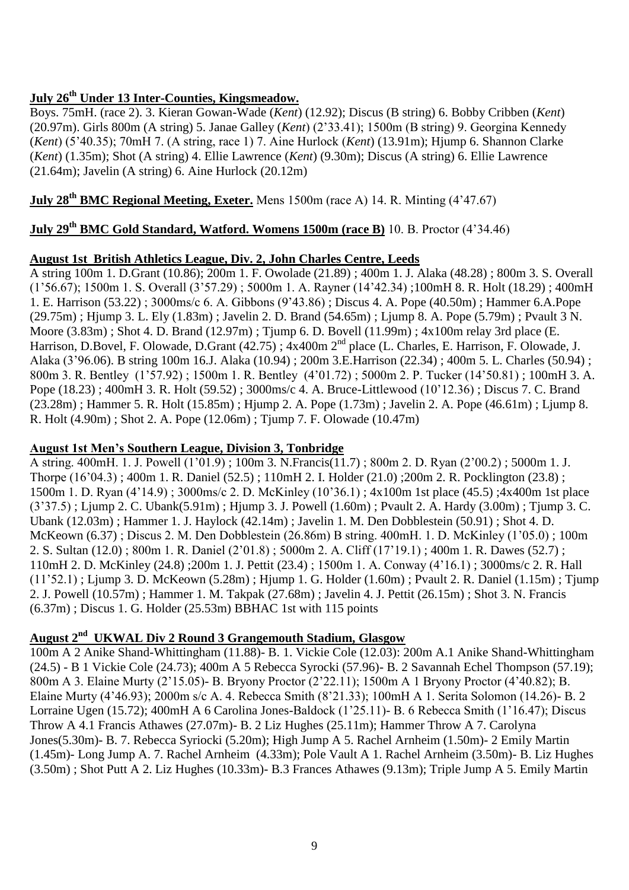**July 26th Under 13 Inter-Counties, Kingsmeadow.**

Boys. 75mH. (race 2). 3. Kieran Gowan-Wade (*Kent*) (12.92); Discus (B string) 6. Bobby Cribben (*Kent*) (20.97m). Girls 800m (A string) 5. Janae Galley (*Kent*) (2'33.41); 1500m (B string) 9. Georgina Kennedy (*Kent*) (5'40.35); 70mH 7. (A string, race 1) 7. Aine Hurlock (*Kent*) (13.91m); Hjump 6. Shannon Clarke (*Kent*) (1.35m); Shot (A string) 4. Ellie Lawrence (*Kent*) (9.30m); Discus (A string) 6. Ellie Lawrence (21.64m); Javelin (A string) 6. Aine Hurlock (20.12m)

**July 28th BMC Regional Meeting, Exeter.** Mens 1500m (race A) 14. R. Minting (4'47.67)

**July 29th BMC Gold Standard, Watford. Womens 1500m (race B)** 10. B. Proctor (4'34.46)

**August 1st British Athletics League, Div. 2, John Charles Centre, Leeds**

A string 100m 1. D.Grant (10.86); 200m 1. F. Owolade (21.89) ; 400m 1. J. Alaka (48.28) ; 800m 3. S. Overall (1'56.67); 1500m 1. S. Overall (3'57.29) ; 5000m 1. A. Rayner (14'42.34) ;100mH 8. R. Holt (18.29) ; 400mH 1. E. Harrison (53.22) ; 3000ms/c 6. A. Gibbons (9'43.86) ; Discus 4. A. Pope (40.50m) ; Hammer 6.A.Pope (29.75m) ; Hjump 3. L. Ely (1.83m) ; Javelin 2. D. Brand (54.65m) ; Ljump 8. A. Pope (5.79m) ; Pvault 3 N. Moore (3.83m) ; Shot 4. D. Brand (12.97m) ; Tjump 6. D. Bovell (11.99m) ; 4x100m relay 3rd place (E. Harrison, D.Bovel, F. Olowade, D.Grant (42.75) ; 4x400m 2nd place (L. Charles, E. Harrison, F. Olowade, J. Alaka (3'96.06). B string 100m 16.J. Alaka (10.94) ; 200m 3.E.Harrison (22.34) ; 400m 5. L. Charles (50.94) ; 800m 3. R. Bentley (1'57.92) ; 1500m 1. R. Bentley (4'01.72) ; 5000m 2. P. Tucker (14'50.81) ; 100mH 3. A. Pope (18.23) ; 400mH 3. R. Holt (59.52) ; 3000ms/c 4. A. Bruce-Littlewood (10'12.36) ; Discus 7. C. Brand (23.28m) ; Hammer 5. R. Holt (15.85m) ; Hjump 2. A. Pope (1.73m) ; Javelin 2. A. Pope (46.61m) ; Ljump 8. R. Holt (4.90m) ; Shot 2. A. Pope (12.06m) ; Tjump 7. F. Olowade (10.47m)

**August 1st Men's Southern League, Division 3, Tonbridge**

A string. 400mH. 1. J. Powell (1'01.9) ; 100m 3. N.Francis(11.7) ; 800m 2. D. Ryan (2'00.2) ; 5000m 1. J. Thorpe (16'04.3) ; 400m 1. R. Daniel (52.5) ; 110mH 2. I. Holder (21.0) ;200m 2. R. Pocklington (23.8) ; 1500m 1. D. Ryan (4'14.9) ; 3000ms/c 2. D. McKinley (10'36.1) ; 4x100m 1st place (45.5) ;4x400m 1st place (3'37.5) ; Ljump 2. C. Ubank(5.91m) ; Hjump 3. J. Powell (1.60m) ; Pvault 2. A. Hardy (3.00m) ; Tjump 3. C. Ubank (12.03m) ; Hammer 1. J. Haylock (42.14m) ; Javelin 1. M. Den Dobblestein (50.91) ; Shot 4. D. McKeown (6.37) ; Discus 2. M. Den Dobblestein (26.86m) B string. 400mH. 1. D. McKinley (1'05.0) ; 100m 2. S. Sultan (12.0) ; 800m 1. R. Daniel (2'01.8) ; 5000m 2. A. Cliff (17'19.1) ; 400m 1. R. Dawes (52.7) ; 110mH 2. D. McKinley (24.8) ;200m 1. J. Pettit (23.4) ; 1500m 1. A. Conway (4'16.1) ; 3000ms/c 2. R. Hall (11'52.1) ; Ljump 3. D. McKeown (5.28m) ; Hjump 1. G. Holder (1.60m) ; Pvault 2. R. Daniel (1.15m) ; Tjump 2. J. Powell (10.57m) ; Hammer 1. M. Takpak (27.68m) ; Javelin 4. J. Pettit (26.15m) ; Shot 3. N. Francis (6.37m) ; Discus 1. G. Holder (25.53m) BBHAC 1st with 115 points

**August 2nd UKWAL Div 2 Round 3 Grangemouth Stadium, Glasgow**

100m A 2 Anike Shand-Whittingham (11.88)- B. 1. Vickie Cole (12.03): 200m A.1 Anike Shand-Whittingham (24.5) - B 1 Vickie Cole (24.73); 400m A 5 Rebecca Syrocki (57.96)- B. 2 Savannah Echel Thompson (57.19); 800m A 3. Elaine Murty (2'15.05)- B. Bryony Proctor (2'22.11); 1500m A 1 Bryony Proctor (4'40.82); B. Elaine Murty (4'46.93); 2000m s/c A. 4. Rebecca Smith (8'21.33); 100mH A 1. Serita Solomon (14.26)- B. 2 Lorraine Ugen (15.72); 400mH A 6 Carolina Jones-Baldock (1'25.11)- B. 6 Rebecca Smith (1'16.47); Discus Throw A 4.1 Francis Athawes (27.07m)- B. 2 Liz Hughes (25.11m); Hammer Throw A 7. Carolyna Jones(5.30m)- B. 7. Rebecca Syriocki (5.20m); High Jump A 5. Rachel Arnheim (1.50m)- 2 Emily Martin (1.45m)- Long Jump A. 7. Rachel Arnheim (4.33m); Pole Vault A 1. Rachel Arnheim (3.50m)- B. Liz Hughes (3.50m) ; Shot Putt A 2. Liz Hughes (10.33m)- B.3 Frances Athawes (9.13m); Triple Jump A 5. Emily Martin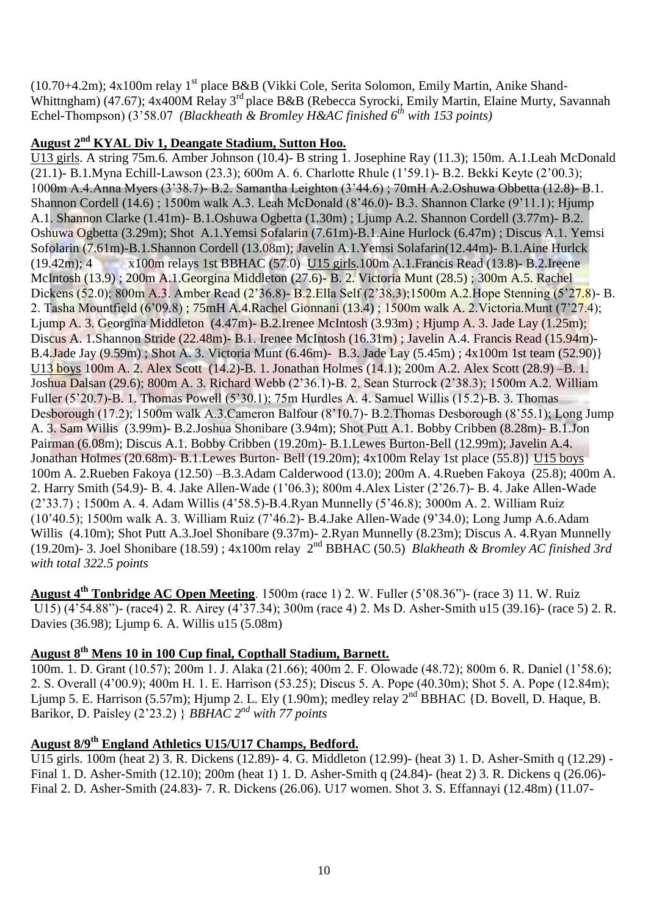(10.70+4.2m); 4x100m relay 1st place B&B (Vikki Cole, Serita Solomon, Emily Martin, Anike Shand-Whittngham) (47.67); 4x400M Relay 3rd place B&B (Rebecca Syrocki, Emily Martin, Elaine Murty, Savannah Echel-Thompson) (3'58.07 *(Blackheath & Bromley H&AC finished 6th with 153 points)*

**August 2nd KYAL Div 1, Deangate Stadium, Sutton Hoo.**

U13 girls. A string 75m.6. Amber Johnson (10.4)- B string 1. Josephine Ray (11.3); 150m. A.1.Leah McDonald (21.1)- B.1.Myna Echill-Lawson (23.3); 600m A. 6. Charlotte Rhule (1'59.1)- B.2. Bekki Keyte (2'00.3); 1000m A.4.Anna Myers (3'38.7)- B.2. Samantha Leighton (3'44.6) ; 70mH A.2.Oshuwa Obbetta (12.8)- B.1. Shannon Cordell (14.6) ; 1500m walk A.3. Leah McDonald (8'46.0)- B.3. Shannon Clarke (9'11.1); Hjump A.1. Shannon Clarke (1.41m)- B.1.Oshuwa Ogbetta (1.30m) ; Ljump A.2. Shannon Cordell (3.77m)- B.2. Oshuwa Ogbetta (3.29m); Shot A.1.Yemsi Sofalarin (7.61m)-B.1.Aine Hurlock (6.47m) ; Discus A.1. Yemsi Sofolarin (7.61m)-B.1.Shannon Cordell (13.08m); Javelin A.1.Yemsi Solafarin(12.44m)- B.1.Aine Hurlck (19.42m); 4 x100m relays 1st BBHAC (57.0) U15 girls.100m A.1.Francis Read (13.8)- B.2.Ireene McIntosh (13.9) ; 200m A.1.Georgina Middleton (27.6)- B. 2. Victoria Munt (28.5) ; 300m A.5. Rachel Dickens (52.0); 800m A.3. Amber Read (2'36.8)- B.2.Ella Self (2'38.3);1500m A.2.Hope Stenning (5'27.8)- B. 2. Tasha Mountfield (6'09.8) ; 75mH A.4.Rachel Gionnani (13.4) ; 1500m walk A. 2.Victoria.Munt (7'27.4); Ljump A. 3. Georgina Middleton (4.47m)- B.2.Irenee McIntosh (3.93m) ; Hjump A. 3. Jade Lay (1.25m); Discus A. 1.Shannon Stride (22.48m)- B.1. Irenee McIntosh (16.31m) ; Javelin A.4. Francis Read (15.94m)- B.4.Jade Jay (9.59m) ; Shot A. 3. Victoria Munt (6.46m)- B.3. Jade Lay (5.45m) ; 4x100m 1st team (52.90)} U13 boys 100m A. 2. Alex Scott (14.2)-B. 1. Jonathan Holmes (14.1); 200m A.2. Alex Scott (28.9) –B. 1. Joshua Dalsan (29.6); 800m A. 3. Richard Webb (2'36.1)-B. 2. Sean Sturrock (2'38.3); 1500m A.2. William Fuller (5'20.7)-B. 1. Thomas Powell (5'30.1); 75m Hurdles A. 4. Samuel Willis (15.2)-B. 3. Thomas Desborough (17.2); 1500m walk A.3.Cameron Balfour (8'10.7)- B.2.Thomas Desborough (8'55.1); Long Jump A. 3. Sam Willis (3.99m)- B.2.Joshua Shonibare (3.94m); Shot Putt A.1. Bobby Cribben (8.28m)- B.1.Jon Pairman (6.08m); Discus A.1. Bobby Cribben (19.20m)- B.1.Lewes Burton-Bell (12.99m); Javelin A.4. Jonathan Holmes (20.68m)- B.1.Lewes Burton- Bell (19.20m); 4x100m Relay 1st place (55.8)} U15 boys 100m A. 2.Rueben Fakoya (12.50) –B.3.Adam Calderwood (13.0); 200m A. 4.Rueben Fakoya (25.8); 400m A. 2. Harry Smith (54.9)- B. 4. Jake Allen-Wade (1'06.3); 800m 4.Alex Lister (2'26.7)- B. 4. Jake Allen-Wade (2'33.7) ; 1500m A. 4. Adam Willis (4'58.5)-B.4.Ryan Munnelly (5'46.8); 3000m A. 2. William Ruiz (10'40.5); 1500m walk A. 3. William Ruiz (7'46.2)- B.4.Jake Allen-Wade (9'34.0); Long Jump A.6.Adam Willis (4.10m); Shot Putt A.3.Joel Shonibare (9.37m)- 2.Ryan Munnelly (8.23m); Discus A. 4.Ryan Munnelly (19.20m)- 3. Joel Shonibare (18.59) ; 4x100m relay 2nd BBHAC (50.5) *Blakheath & Bromley AC finished 3rd with total 322.5 points*

**August 4th Tonbridge AC Open Meeting**. 1500m (race 1) 2. W. Fuller (5'08.36")- (race 3) 11. W. Ruiz U15) (4'54.88")- (race4) 2. R. Airey (4'37.34); 300m (race 4) 2. Ms D. Asher-Smith u15 (39.16)- (race 5) 2. R. Davies (36.98); Ljump 6. A. Willis u15 (5.08m)

**August 8th Mens 10 in 100 Cup final, Copthall Stadium, Barnett.**

100m. 1. D. Grant (10.57); 200m 1. J. Alaka (21.66); 400m 2. F. Olowade (48.72); 800m 6. R. Daniel (1'58.6); 2. S. Overall (4'00.9); 400m H. 1. E. Harrison (53.25); Discus 5. A. Pope (40.30m); Shot 5. A. Pope (12.84m); Ljump 5. E. Harrison (5.57m); Hjump 2. L. Ely (1.90m); medley relay 2nd BBHAC {D. Bovell, D. Haque, B. Barikor, D. Paisley (2'23.2) } *BBHAC 2nd with 77 points*

**August 8/9th England Athletics U15/U17 Champs, Bedford.**

U15 girls. 100m (heat 2) 3. R. Dickens (12.89)- 4. G. Middleton (12.99)- (heat 3) 1. D. Asher-Smith q (12.29) -Final 1. D. Asher-Smith (12.10); 200m (heat 1) 1. D. Asher-Smith q (24.84)- (heat 2) 3. R. Dickens q (26.06)- Final 2. D. Asher-Smith (24.83)- 7. R. Dickens (26.06). U17 women. Shot 3. S. Effannayi (12.48m) (11.07-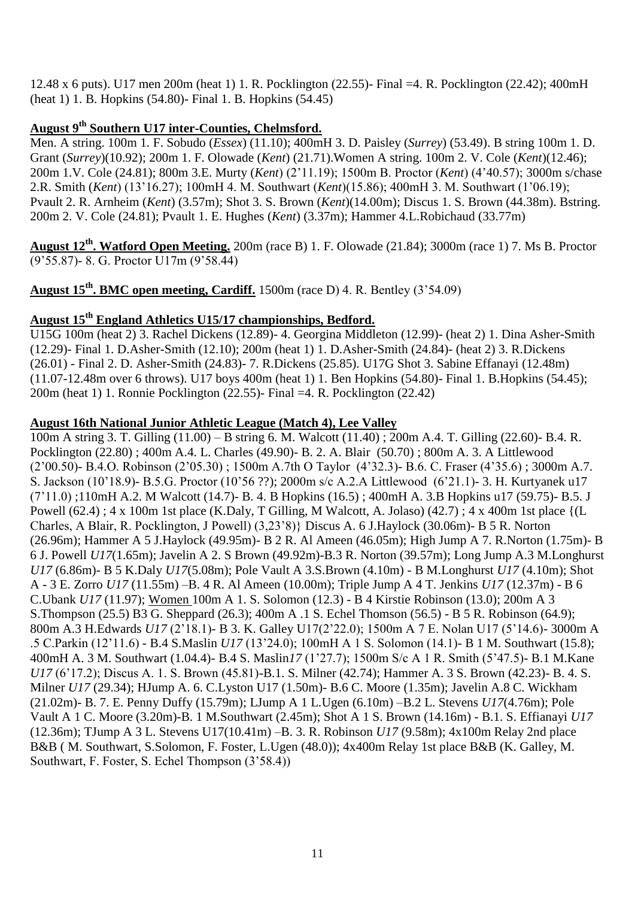12.48 x 6 puts). U17 men 200m (heat 1) 1. R. Pocklington (22.55)- Final =4. R. Pocklington (22.42); 400mH (heat 1) 1. B. Hopkins (54.80)- Final 1. B. Hopkins (54.45)

**August 9th Southern U17 inter-Counties, Chelmsford.**

Men. A string. 100m 1. F. Sobudo (*Essex*) (11.10); 400mH 3. D. Paisley (*Surrey*) (53.49). B string 100m 1. D. Grant (*Surrey*)(10.92); 200m 1. F. Olowade (*Kent*) (21.71).Women A string. 100m 2. V. Cole (*Kent*)(12.46); 200m 1.V. Cole (24.81); 800m 3.E. Murty (*Kent*) (2'11.19); 1500m B. Proctor (*Kent*) (4'40.57); 3000m s/chase 2.R. Smith (*Kent*) (13'16.27); 100mH 4. M. Southwart (*Kent*)(15.86); 400mH 3. M. Southwart (1'06.19); Pvault 2. R. Arnheim (*Kent*) (3.57m); Shot 3. S. Brown (*Kent*)(14.00m); Discus 1. S. Brown (44.38m). Bstring. 200m 2. V. Cole (24.81); Pvault 1. E. Hughes (*Kent*) (3.37m); Hammer 4.L.Robichaud (33.77m)

**August 12th. Watford Open Meeting.** 200m (race B) 1. F. Olowade (21.84); 3000m (race 1) 7. Ms B. Proctor (9'55.87)- 8. G. Proctor U17m (9'58.44)

**August 15th. BMC open meeting, Cardiff.** 1500m (race D) 4. R. Bentley (3'54.09)

**August 15th England Athletics U15/17 championships, Bedford.**

U15G 100m (heat 2) 3. Rachel Dickens (12.89)- 4. Georgina Middleton (12.99)- (heat 2) 1. Dina Asher-Smith (12.29)- Final 1. D.Asher-Smith (12.10); 200m (heat 1) 1. D.Asher-Smith (24.84)- (heat 2) 3. R.Dickens (26.01) - Final 2. D. Asher-Smith (24.83)- 7. R.Dickens (25.85). U17G Shot 3. Sabine Effanayi (12.48m) (11.07-12.48m over 6 throws). U17 boys 400m (heat 1) 1. Ben Hopkins (54.80)- Final 1. B.Hopkins (54.45); 200m (heat 1) 1. Ronnie Pocklington (22.55)- Final =4. R. Pocklington (22.42)

**August 16th National Junior Athletic League (Match 4), Lee Valley**

100m A string 3. T. Gilling (11.00) – B string 6. M. Walcott (11.40) ; 200m A.4. T. Gilling (22.60)- B.4. R. Pocklington (22.80) ; 400m A.4. L. Charles (49.90)- B. 2. A. Blair (50.70) ; 800m A. 3. A Littlewood (2'00.50)- B.4.O. Robinson (2'05.30) ; 1500m A.7th O Taylor (4'32.3)- B.6. C. Fraser (4'35.6) ; 3000m A.7. S. Jackson (10'18.9)- B.5.G. Proctor (10'56 ??); 2000m s/c A.2.A Littlewood (6'21.1)- 3. H. Kurtyanek u17 (7'11.0) ;110mH A.2. M Walcott (14.7)- B. 4. B Hopkins (16.5) ; 400mH A. 3.B Hopkins u17 (59.75)- B.5. J Powell (62.4) ; 4 x 100m 1st place (K.Daly, T Gilling, M Walcott, A. Jolaso) (42.7) ; 4 x 400m 1st place {(L Charles, A Blair, R. Pocklington, J Powell) (3,23'8)} Discus A. 6 J.Haylock (30.06m)- B 5 R. Norton (26.96m); Hammer A 5 J.Haylock (49.95m)- B 2 R. Al Ameen (46.05m); High Jump A 7. R.Norton (1.75m)- B 6 J. Powell *U17*(1.65m); Javelin A 2. S Brown (49.92m)-B.3 R. Norton (39.57m); Long Jump A.3 M.Longhurst *U17* (6.86m)- B 5 K.Daly *U17*(5.08m); Pole Vault A 3.S.Brown (4.10m) - B M.Longhurst *U17* (4.10m); Shot A - 3 E. Zorro *U17* (11.55m) –B. 4 R. Al Ameen (10.00m); Triple Jump A 4 T. Jenkins *U17* (12.37m) - B 6 C.Ubank *U17* (11.97); Women 100m A 1. S. Solomon (12.3) - B 4 Kirstie Robinson (13.0); 200m A 3 S.Thompson (25.5) B3 G. Sheppard (26.3); 400m A .1 S. Echel Thomson (56.5) - B 5 R. Robinson (64.9); 800m A.3 H.Edwards *U17* (2'18.1)- B 3. K. Galley U17(2'22.0); 1500m A 7 E. Nolan U17 (5'14.6)- 3000m A .5 C.Parkin (12'11.6) - B.4 S.Maslin *U17* (13'24.0); 100mH A 1 S. Solomon (14.1)- B 1 M. Southwart (15.8); 400mH A. 3 M. Southwart (1.04.4)- B.4 S. Maslin*17* (1'27.7); 1500m S/c A 1 R. Smith (5'47.5)- B.1 M.Kane *U17* (6'17.2); Discus A. 1. S. Brown (45.81)-B.1. S. Milner (42.74); Hammer A. 3 S. Brown (42.23)- B. 4. S. Milner *U17* (29.34); HJump A. 6. C.Lyston U17 (1.50m)- B.6 C. Moore (1.35m); Javelin A.8 C. Wickham (21.02m)- B. 7. E. Penny Duffy (15.79m); LJump A 1 L.Ugen (6.10m) –B.2 L. Stevens *U17*(4.76m); Pole Vault A 1 C. Moore (3.20m)-B. 1 M.Southwart (2.45m); Shot A 1 S. Brown (14.16m) - B.1. S. Effianayi *U17* (12.36m); TJump A 3 L. Stevens U17(10.41m) –B. 3. R. Robinson *U17* (9.58m); 4x100m Relay 2nd place B&B ( M. Southwart, S.Solomon, F. Foster, L.Ugen (48.0)); 4x400m Relay 1st place B&B (K. Galley, M. Southwart, F. Foster, S. Echel Thompson (3'58.4))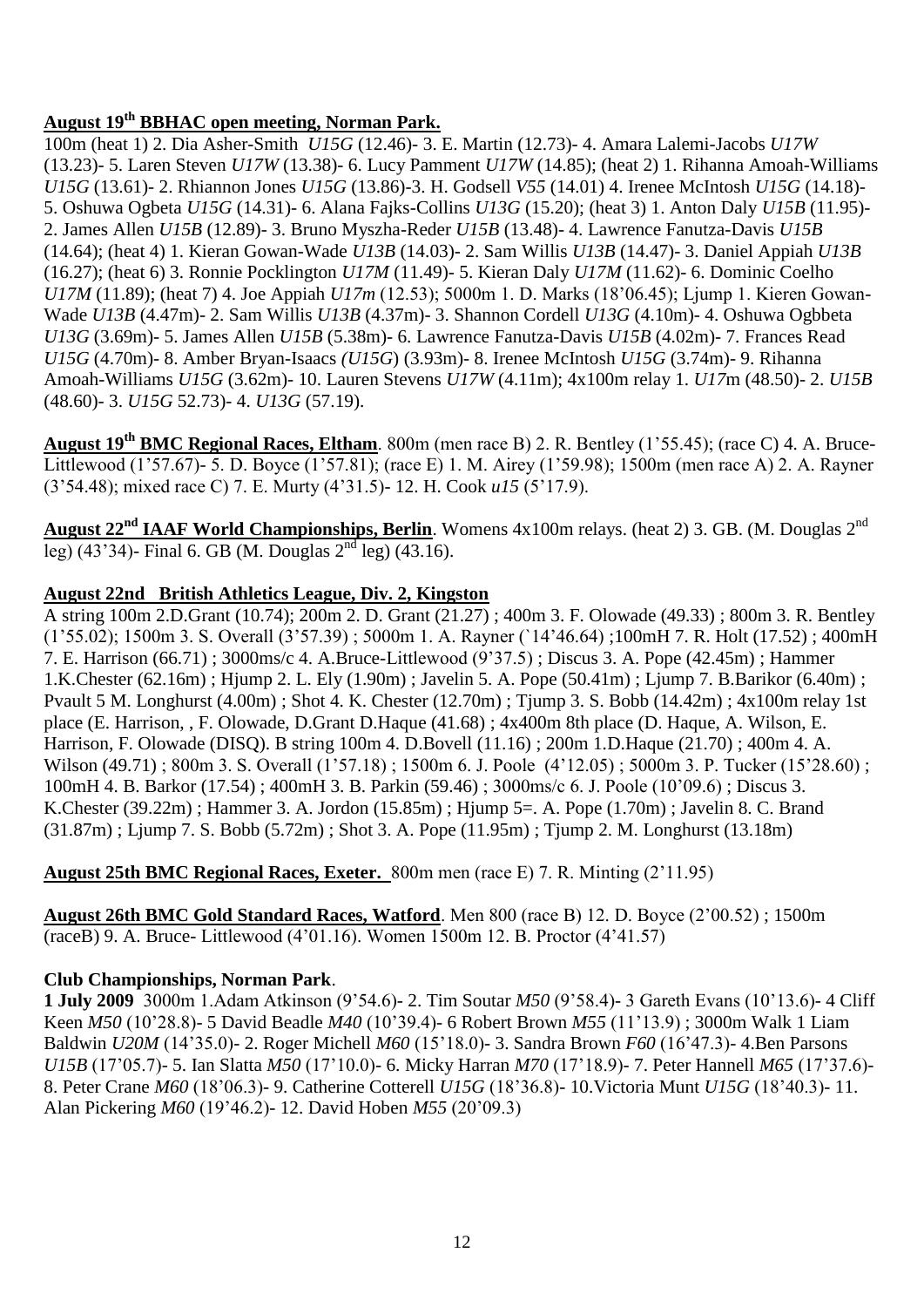**August 19th BBHAC open meeting, Norman Park.**

100m (heat 1) 2. Dia Asher-Smith *U15G* (12.46)- 3. E. Martin (12.73)- 4. Amara Lalemi-Jacobs *U17W* (13.23)- 5. Laren Steven *U17W* (13.38)- 6. Lucy Pamment *U17W* (14.85); (heat 2) 1. Rihanna Amoah-Williams *U15G* (13.61)- 2. Rhiannon Jones *U15G* (13.86)-3. H. Godsell *V55* (14.01) 4. Irenee McIntosh *U15G* (14.18)- 5. Oshuwa Ogbeta *U15G* (14.31)- 6. Alana Fajks-Collins *U13G* (15.20); (heat 3) 1. Anton Daly *U15B* (11.95)- 2. James Allen *U15B* (12.89)- 3. Bruno Myszha-Reder *U15B* (13.48)- 4. Lawrence Fanutza-Davis *U15B* (14.64); (heat 4) 1. Kieran Gowan-Wade *U13B* (14.03)- 2. Sam Willis *U13B* (14.47)- 3. Daniel Appiah *U13B* (16.27); (heat 6) 3. Ronnie Pocklington *U17M* (11.49)- 5. Kieran Daly *U17M* (11.62)- 6. Dominic Coelho *U17M* (11.89); (heat 7) 4. Joe Appiah *U17m* (12.53); 5000m 1. D. Marks (18'06.45); Ljump 1. Kieren Gowan-Wade *U13B* (4.47m)- 2. Sam Willis *U13B* (4.37m)- 3. Shannon Cordell *U13G* (4.10m)- 4. Oshuwa Ogbbeta *U13G* (3.69m)- 5. James Allen *U15B* (5.38m)- 6. Lawrence Fanutza-Davis *U15B* (4.02m)- 7. Frances Read *U15G* (4.70m)- 8. Amber Bryan-Isaacs *(U15G*) (3.93m)- 8. Irenee McIntosh *U15G* (3.74m)- 9. Rihanna Amoah-Williams *U15G* (3.62m)- 10. Lauren Stevens *U17W* (4.11m); 4x100m relay 1. *U17*m (48.50)- 2. *U15B* (48.60)- 3. *U15G* 52.73)- 4. *U13G* (57.19).

**August 19th BMC Regional Races, Eltham**. 800m (men race B) 2. R. Bentley (1'55.45); (race C) 4. A. Bruce-Littlewood (1'57.67)- 5. D. Boyce (1'57.81); (race E) 1. M. Airey (1'59.98); 1500m (men race A) 2. A. Rayner (3'54.48); mixed race C) 7. E. Murty (4'31.5)- 12. H. Cook *u15* (5'17.9).

**August 22nd IAAF World Championships, Berlin**. Womens 4x100m relays. (heat 2) 3. GB. (M. Douglas 2nd leg) (43'34)- Final 6. GB (M. Douglas 2nd leg) (43.16).

**August 22nd British Athletics League, Div. 2, Kingston**

A string 100m 2.D.Grant (10.74); 200m 2. D. Grant (21.27) ; 400m 3. F. Olowade (49.33) ; 800m 3. R. Bentley (1'55.02); 1500m 3. S. Overall (3'57.39) ; 5000m 1. A. Rayner (`14'46.64) ;100mH 7. R. Holt (17.52) ; 400mH 7. E. Harrison (66.71) ; 3000ms/c 4. A.Bruce-Littlewood (9'37.5) ; Discus 3. A. Pope (42.45m) ; Hammer 1.K.Chester (62.16m) ; Hjump 2. L. Ely (1.90m) ; Javelin 5. A. Pope (50.41m) ; Ljump 7. B.Barikor (6.40m) ; Pvault 5 M. Longhurst (4.00m) ; Shot 4. K. Chester (12.70m) ; Tjump 3. S. Bobb (14.42m) ; 4x100m relay 1st place (E. Harrison, , F. Olowade, D.Grant D.Haque (41.68) ; 4x400m 8th place (D. Haque, A. Wilson, E. Harrison, F. Olowade (DISQ). B string 100m 4. D.Bovell (11.16) ; 200m 1.D.Haque (21.70) ; 400m 4. A. Wilson (49.71) ; 800m 3. S. Overall (1'57.18) ; 1500m 6. J. Poole (4'12.05) ; 5000m 3. P. Tucker (15'28.60) ; 100mH 4. B. Barkor (17.54) ; 400mH 3. B. Parkin (59.46) ; 3000ms/c 6. J. Poole (10'09.6) ; Discus 3. K.Chester (39.22m) ; Hammer 3. A. Jordon (15.85m) ; Hjump 5=. A. Pope (1.70m) ; Javelin 8. C. Brand (31.87m) ; Ljump 7. S. Bobb (5.72m) ; Shot 3. A. Pope (11.95m) ; Tjump 2. M. Longhurst (13.18m)

**August 25th BMC Regional Races, Exeter.** 800m men (race E) 7. R. Minting (2'11.95)

**August 26th BMC Gold Standard Races, Watford**. Men 800 (race B) 12. D. Boyce (2'00.52) ; 1500m (raceB) 9. A. Bruce- Littlewood (4'01.16). Women 1500m 12. B. Proctor (4'41.57)

**Club Championships, Norman Park**.

**1 July 2009** 3000m 1.Adam Atkinson (9'54.6)- 2. Tim Soutar *M50* (9'58.4)- 3 Gareth Evans (10'13.6)- 4 Cliff Keen *M50* (10'28.8)- 5 David Beadle *M40* (10'39.4)- 6 Robert Brown *M55* (11'13.9) ; 3000m Walk 1 Liam Baldwin *U20M* (14'35.0)- 2. Roger Michell *M60* (15'18.0)- 3. Sandra Brown *F60* (16'47.3)- 4.Ben Parsons *U15B* (17'05.7)- 5. Ian Slatta *M50* (17'10.0)- 6. Micky Harran *M70* (17'18.9)- 7. Peter Hannell *M65* (17'37.6)- 8. Peter Crane *M60* (18'06.3)- 9. Catherine Cotterell *U15G* (18'36.8)- 10.Victoria Munt *U15G* (18'40.3)- 11. Alan Pickering *M60* (19'46.2)- 12. David Hoben *M55* (20'09.3)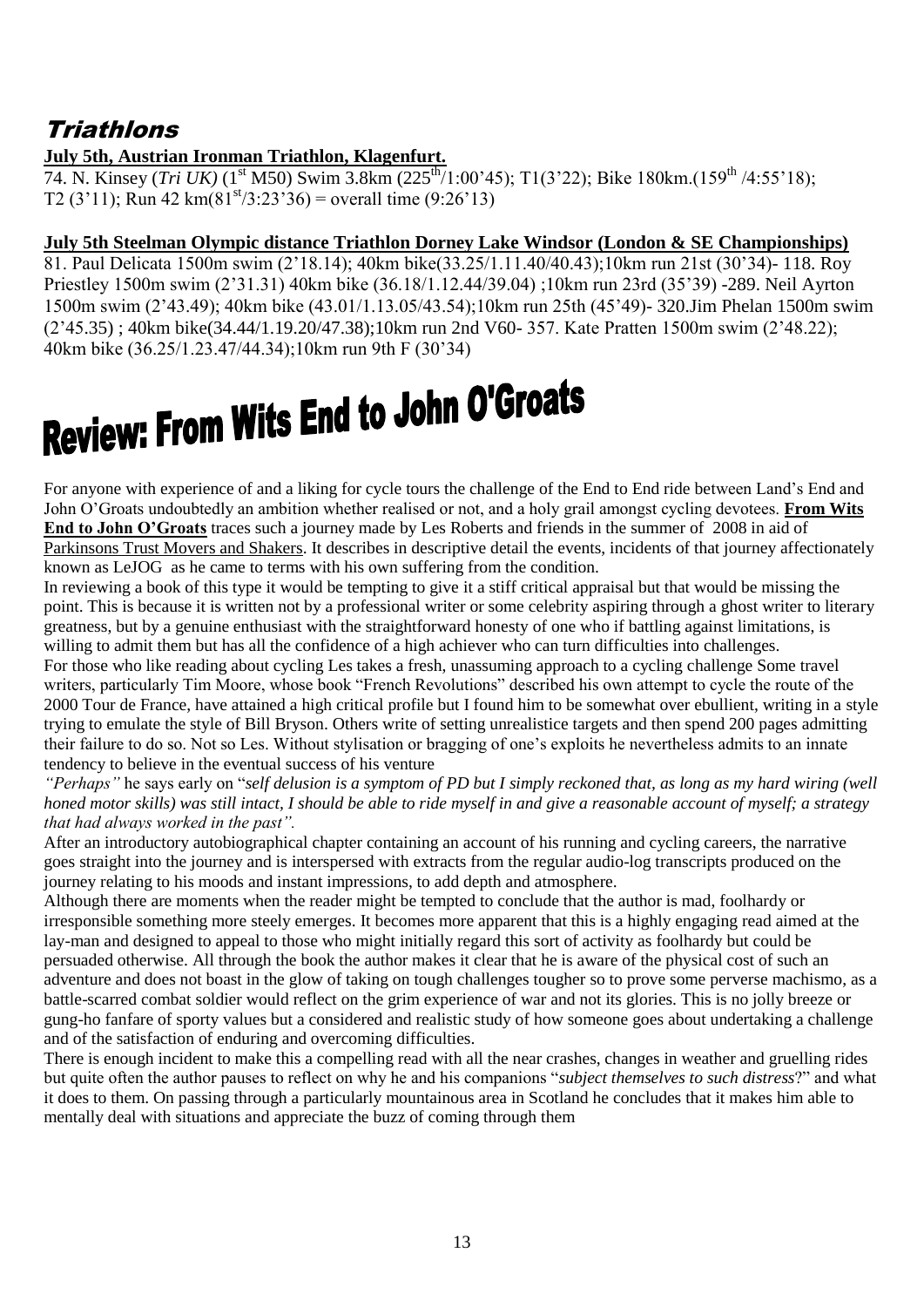## Triathlons

**July 5th, Austrian Ironman Triathlon, Klagenfurt.**

74. N. Kinsey (*Tri UK)* (1st M50) Swim 3.8km (225th/1:00'45); T1(3'22); Bike 180km.(159th /4:55'18); T2 (3'11); Run 42 km(81st/3:23'36) = overall time (9:26'13)

**July 5th Steelman Olympic distance Triathlon Dorney Lake Windsor (London & SE Championships)**

81. Paul Delicata 1500m swim (2'18.14); 40km bike(33.25/1.11.40/40.43);10km run 21st (30'34)- 118. Roy Priestley 1500m swim (2'31.31) 40km bike (36.18/1.12.44/39.04) ;10km run 23rd (35'39) -289. Neil Ayrton 1500m swim (2'43.49); 40km bike (43.01/1.13.05/43.54);10km run 25th (45'49)- 320.Jim Phelan 1500m swim (2'45.35) ; 40km bike(34.44/1.19.20/47.38);10km run 2nd V60- 357. Kate Pratten 1500m swim (2'48.22); 40km bike (36.25/1.23.47/44.34);10km run 9th F (30'34)

# Review: From Wits End to John O'Groats

For anyone with experience of and a liking for cycle tours the challenge of the End to End ride between Land's End and John O'Groats undoubtedly an ambition whether realised or not, and a holy grail amongst cycling devotees. **From Wits End to John O'Groats** traces such a journey made by Les Roberts and friends in the summer of 2008 in aid of Parkinsons Trust Movers and Shakers. It describes in descriptive detail the events, incidents of that journey affectionately known as LeJOG as he came to terms with his own suffering from the condition.

In reviewing a book of this type it would be tempting to give it a stiff critical appraisal but that would be missing the point. This is because it is written not by a professional writer or some celebrity aspiring through a ghost writer to literary greatness, but by a genuine enthusiast with the straightforward honesty of one who if battling against limitations, is willing to admit them but has all the confidence of a high achiever who can turn difficulties into challenges.

For those who like reading about cycling Les takes a fresh, unassuming approach to a cycling challenge Some travel writers, particularly Tim Moore, whose book "French Revolutions" described his own attempt to cycle the route of the 2000 Tour de France, have attained a high critical profile but I found him to be somewhat over ebullient, writing in a style trying to emulate the style of Bill Bryson. Others write of setting unrealistice targets and then spend 200 pages admitting their failure to do so. Not so Les. Without stylisation or bragging of one's exploits he nevertheless admits to an innate tendency to believe in the eventual success of his venture

*"Perhaps"* he says early on "*self delusion is a symptom of PD but I simply reckoned that, as long as my hard wiring (well honed motor skills) was still intact, I should be able to ride myself in and give a reasonable account of myself; a strategy that had always worked in the past".*

After an introductory autobiographical chapter containing an account of his running and cycling careers, the narrative goes straight into the journey and is interspersed with extracts from the regular audio-log transcripts produced on the journey relating to his moods and instant impressions, to add depth and atmosphere.

Although there are moments when the reader might be tempted to conclude that the author is mad, foolhardy or irresponsible something more steely emerges. It becomes more apparent that this is a highly engaging read aimed at the lay-man and designed to appeal to those who might initially regard this sort of activity as foolhardy but could be persuaded otherwise. All through the book the author makes it clear that he is aware of the physical cost of such an adventure and does not boast in the glow of taking on tough challenges tougher so to prove some perverse machismo, as a battle-scarred combat soldier would reflect on the grim experience of war and not its glories. This is no jolly breeze or gung-ho fanfare of sporty values but a considered and realistic study of how someone goes about undertaking a challenge and of the satisfaction of enduring and overcoming difficulties.

There is enough incident to make this a compelling read with all the near crashes, changes in weather and gruelling rides but quite often the author pauses to reflect on why he and his companions "*subject themselves to such distress*?" and what it does to them. On passing through a particularly mountainous area in Scotland he concludes that it makes him able to mentally deal with situations and appreciate the buzz of coming through them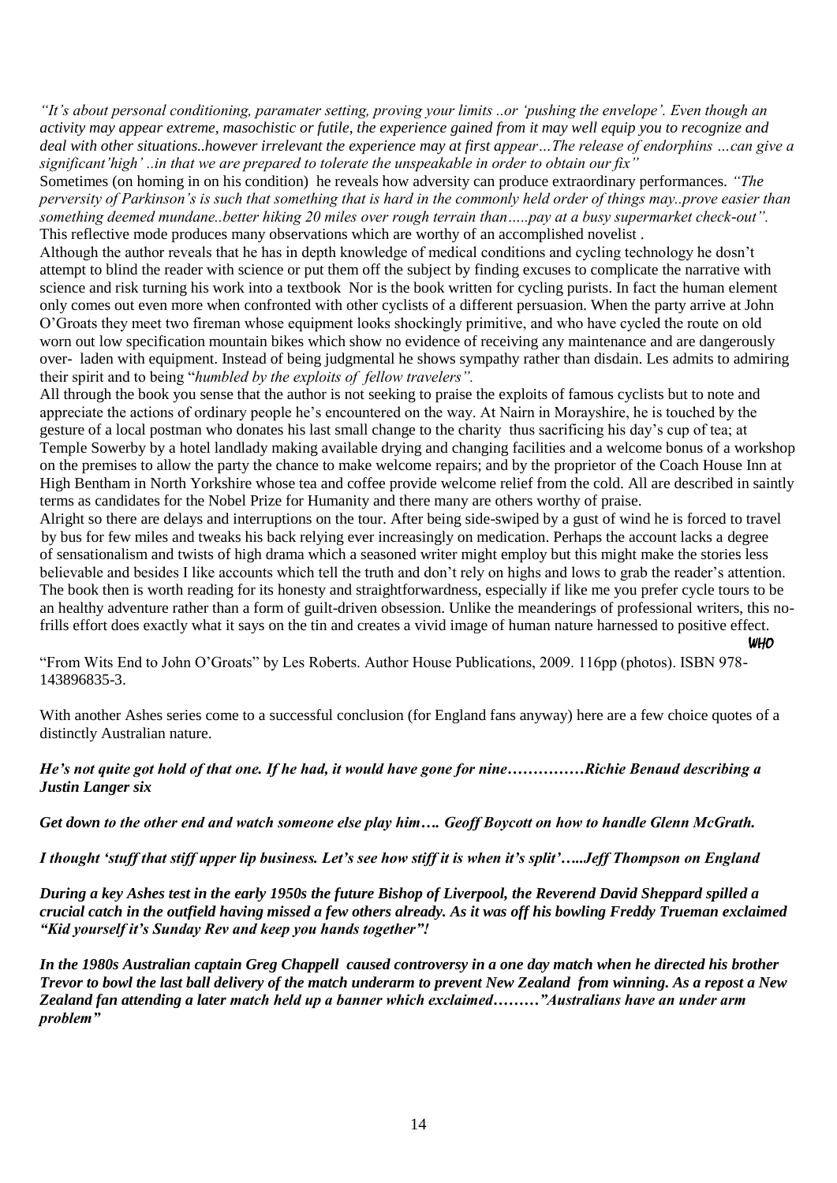*"It's about personal conditioning, paramater setting, proving your limits ..or 'pushing the envelope'. Even though an activity may appear extreme, masochistic or futile, the experience gained from it may well equip you to recognize and deal with other situations..however irrelevant the experience may at first appear…The release of endorphins …can give a significant'high' ..in that we are prepared to tolerate the unspeakable in order to obtain our fix"*

Sometimes (on homing in on his condition) he reveals how adversity can produce extraordinary performances. *"The perversity of Parkinson's is such that something that is hard in the commonly held order of things may..prove easier than something deemed mundane..better hiking 20 miles over rough terrain than…..pay at a busy supermarket check-out".* This reflective mode produces many observations which are worthy of an accomplished novelist .

Although the author reveals that he has in depth knowledge of medical conditions and cycling technology he dosn't attempt to blind the reader with science or put them off the subject by finding excuses to complicate the narrative with science and risk turning his work into a textbook Nor is the book written for cycling purists. In fact the human element only comes out even more when confronted with other cyclists of a different persuasion. When the party arrive at John O'Groats they meet two fireman whose equipment looks shockingly primitive, and who have cycled the route on old worn out low specification mountain bikes which show no evidence of receiving any maintenance and are dangerously over- laden with equipment. Instead of being judgmental he shows sympathy rather than disdain. Les admits to admiring their spirit and to being "*humbled by the exploits of fellow travelers".*

All through the book you sense that the author is not seeking to praise the exploits of famous cyclists but to note and appreciate the actions of ordinary people he's encountered on the way. At Nairn in Morayshire, he is touched by the gesture of a local postman who donates his last small change to the charity thus sacrificing his day's cup of tea; at Temple Sowerby by a hotel landlady making available drying and changing facilities and a welcome bonus of a workshop on the premises to allow the party the chance to make welcome repairs; and by the proprietor of the Coach House Inn at High Bentham in North Yorkshire whose tea and coffee provide welcome relief from the cold. All are described in saintly terms as candidates for the Nobel Prize for Humanity and there many are others worthy of praise.

Alright so there are delays and interruptions on the tour. After being side-swiped by a gust of wind he is forced to travel by bus for few miles and tweaks his back relying ever increasingly on medication. Perhaps the account lacks a degree of sensationalism and twists of high drama which a seasoned writer might employ but this might make the stories less believable and besides I like accounts which tell the truth and don't rely on highs and lows to grab the reader's attention. The book then is worth reading for its honesty and straightforwardness, especially if like me you prefer cycle tours to be an healthy adventure rather than a form of guilt-driven obsession. Unlike the meanderings of professional writers, this no-frills effort does exactly what it says on the tin and creates a vivid image of human nature harnessed to positive effect.

WHO

"From Wits End to John O'Groats" by Les Roberts. Author House Publications, 2009. 116pp (photos). ISBN 978-143896835-3.

With another Ashes series come to a successful conclusion (for England fans anyway) here are a few choice quotes of a distinctly Australian nature.

***He's not quite got hold of that one. If he had, it would have gone for nine……………Richie Benaud describing a Justin Langer six***

***Get down to the other end and watch someone else play him…. Geoff Boycott on how to handle Glenn McGrath.***

***I thought 'stuff that stiff upper lip business. Let's see how stiff it is when it's split'…..Jeff Thompson on England***

***During a key Ashes test in the early 1950s the future Bishop of Liverpool, the Reverend David Sheppard spilled a crucial catch in the outfield having missed a few others already. As it was off his bowling Freddy Trueman exclaimed "Kid yourself it's Sunday Rev and keep you hands together"!***

***In the 1980s Australian captain Greg Chappell caused controversy in a one day match when he directed his brother Trevor to bowl the last ball delivery of the match underarm to prevent New Zealand from winning. As a repost a New Zealand fan attending a later match held up a banner which exclaimed………"Australians have an under arm problem"***